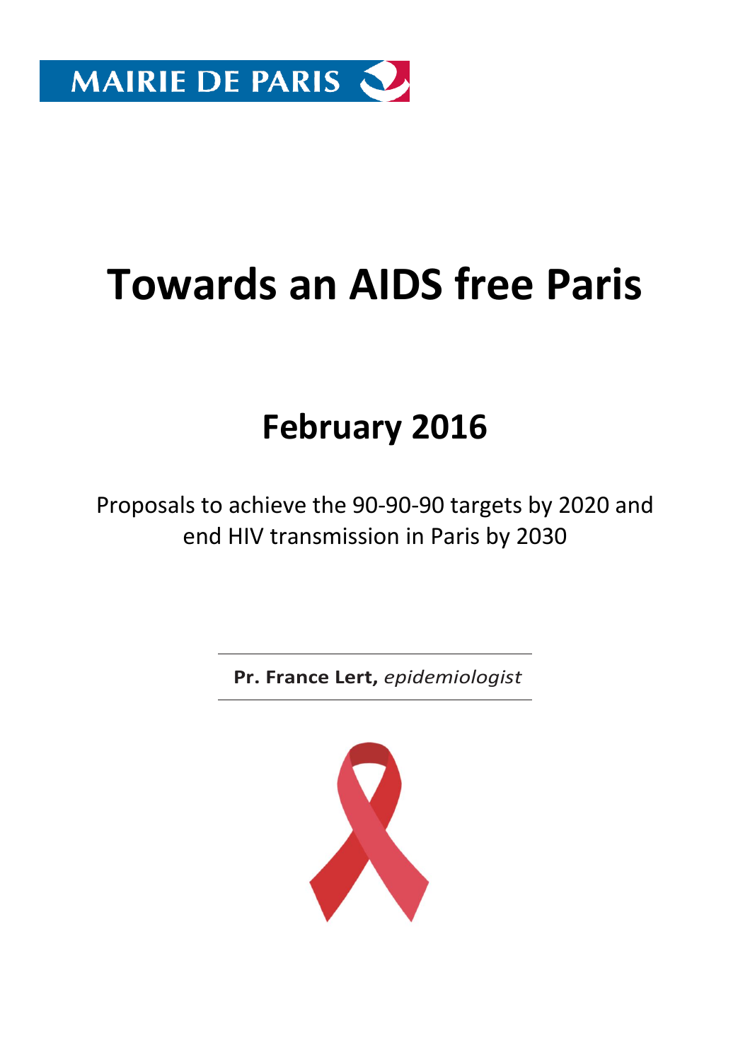MAIRIE DE PARIS

# Towards an AIDS free Paris

## February 2016

Proposals to achieve the 90-90-90 targets by 2020 and end HIV transmission in Paris by 2030

**Pr. France Lert,** *epidemiologist*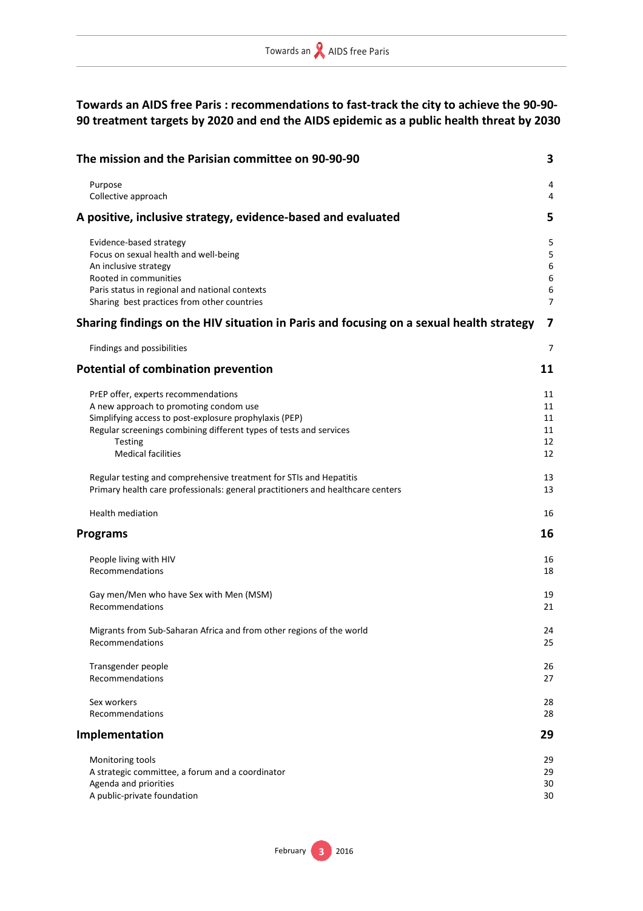# Towards an AIDS free Paris : recommendations to fast-track the city to achieve the 90-90-90 treatment targets by 2020 and end the AIDS epidemic as a public health threat by 2030

| | |
|---|---|
| **The mission and the Parisian committee on 90-90-90** | **3** |
| Purpose | 4 |
| Collective approach | 4 |
| **A positive, inclusive strategy, evidence-based and evaluated** | **5** |
| Evidence-based strategy | 5 |
| Focus on sexual health and well-being | 5 |
| An inclusive strategy | 6 |
| Rooted in communities | 6 |
| Paris status in regional and national contexts | 6 |
| Sharing best practices from other countries | 7 |
| **Sharing findings on the HIV situation in Paris and focusing on a sexual health strategy** | **7** |
| Findings and possibilities | 7 |
| **Potential of combination prevention** | **11** |
| PrEP offer, experts recommendations | 11 |
| A new approach to promoting condom use | 11 |
| Simplifying access to post-explosure prophylaxis (PEP) | 11 |
| Regular screenings combining different types of tests and services | 11 |
| Testing | 12 |
| Medical facilities | 12 |
| Regular testing and comprehensive treatment for STIs and Hepatitis | 13 |
| Primary health care professionals: general practitioners and healthcare centers | 13 |
| Health mediation | 16 |
| **Programs** | **16** |
| People living with HIV | 16 |
| Recommendations | 18 |
| Gay men/Men who have Sex with Men (MSM) | 19 |
| Recommendations | 21 |
| Migrants from Sub-Saharan Africa and from other regions of the world | 24 |
| Recommendations | 25 |
| Transgender people | 26 |
| Recommendations | 27 |
| Sex workers | 28 |
| Recommendations | 28 |
| **Implementation** | **29** |
| Monitoring tools | 29 |
| A strategic committee, a forum and a coordinator | 29 |
| Agenda and priorities | 30 |
| A public-private foundation | 30 |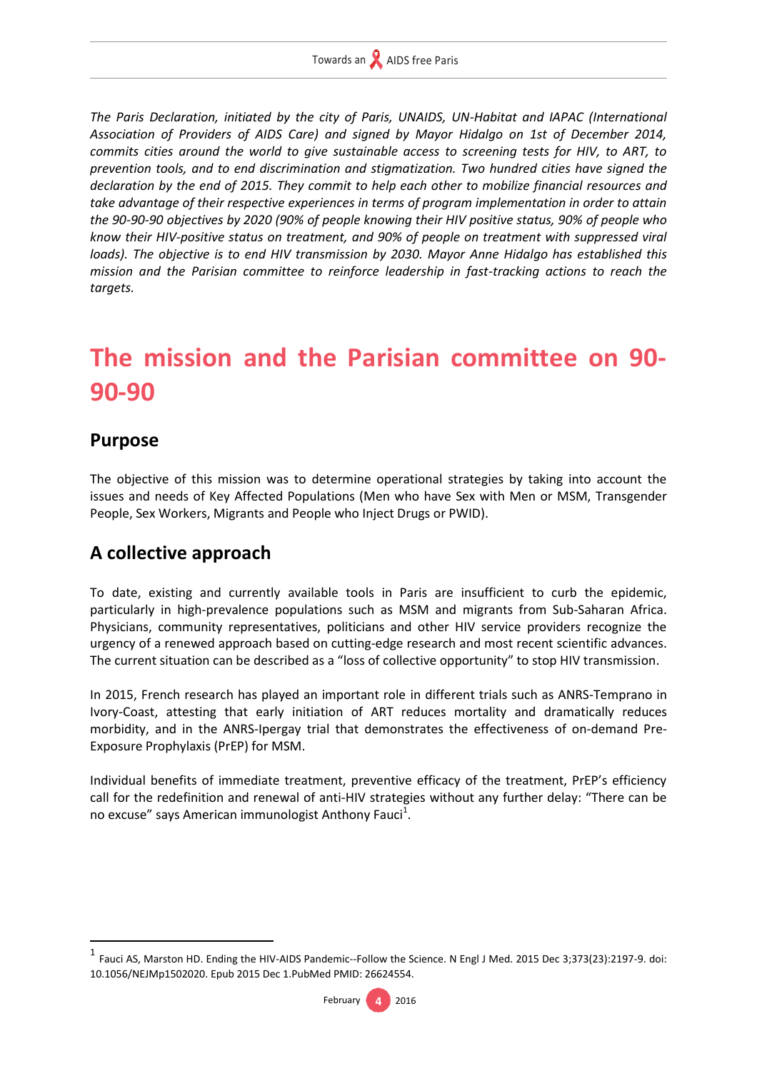*The Paris Declaration, initiated by the city of Paris, UNAIDS, UN-Habitat and IAPAC (International Association of Providers of AIDS Care) and signed by Mayor Hidalgo on 1st of December 2014, commits cities around the world to give sustainable access to screening tests for HIV, to ART, to prevention tools, and to end discrimination and stigmatization. Two hundred cities have signed the declaration by the end of 2015. They commit to help each other to mobilize financial resources and take advantage of their respective experiences in terms of program implementation in order to attain the 90-90-90 objectives by 2020 (90% of people knowing their HIV positive status, 90% of people who know their HIV-positive status on treatment, and 90% of people on treatment with suppressed viral loads). The objective is to end HIV transmission by 2030. Mayor Anne Hidalgo has established this mission and the Parisian committee to reinforce leadership in fast-tracking actions to reach the targets.*

# The mission and the Parisian committee on 90-90-90

## Purpose

The objective of this mission was to determine operational strategies by taking into account the issues and needs of Key Affected Populations (Men who have Sex with Men or MSM, Transgender People, Sex Workers, Migrants and People who Inject Drugs or PWID).

## A collective approach

To date, existing and currently available tools in Paris are insufficient to curb the epidemic, particularly in high-prevalence populations such as MSM and migrants from Sub-Saharan Africa. Physicians, community representatives, politicians and other HIV service providers recognize the urgency of a renewed approach based on cutting-edge research and most recent scientific advances. The current situation can be described as a "loss of collective opportunity" to stop HIV transmission.

In 2015, French research has played an important role in different trials such as ANRS-Temprano in Ivory-Coast, attesting that early initiation of ART reduces mortality and dramatically reduces morbidity, and in the ANRS-Ipergay trial that demonstrates the effectiveness of on-demand Pre-Exposure Prophylaxis (PrEP) for MSM.

Individual benefits of immediate treatment, preventive efficacy of the treatment, PrEP's efficiency call for the redefinition and renewal of anti-HIV strategies without any further delay: "There can be no excuse" says American immunologist Anthony Fauci[1].

[1] Fauci AS, Marston HD. Ending the HIV-AIDS Pandemic--Follow the Science. N Engl J Med. 2015 Dec 3;373(23):2197-9. doi: 10.1056/NEJMp1502020. Epub 2015 Dec 1.PubMed PMID: 26624554.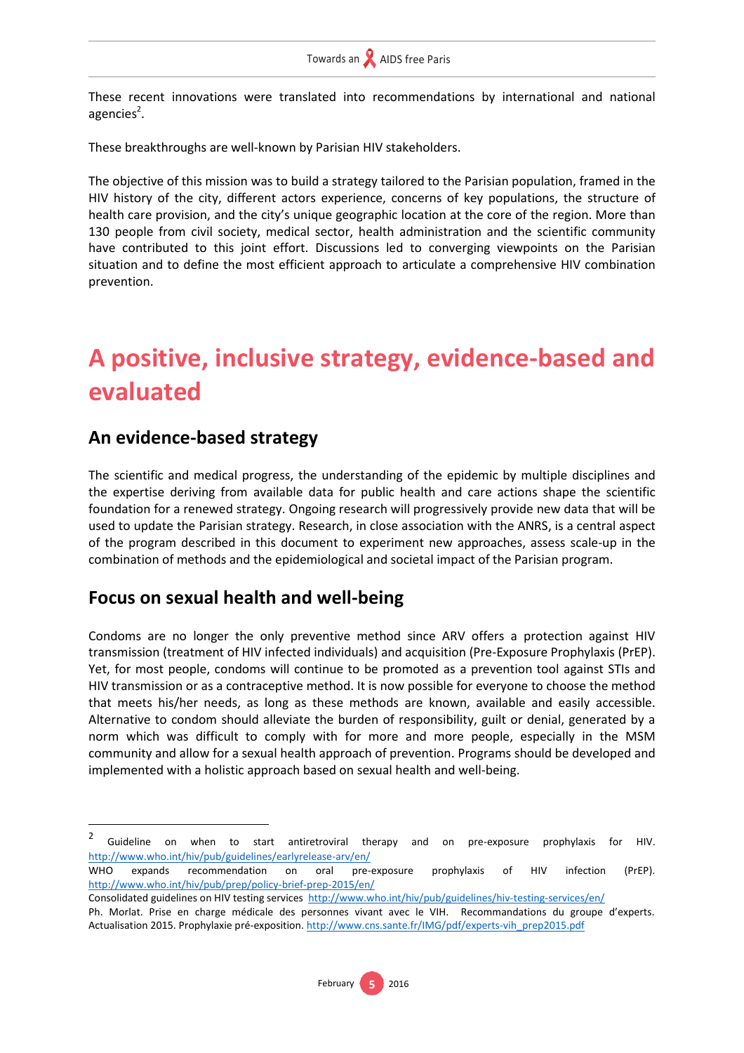These recent innovations were translated into recommendations by international and national agencies[2].

These breakthroughs are well-known by Parisian HIV stakeholders.

The objective of this mission was to build a strategy tailored to the Parisian population, framed in the HIV history of the city, different actors experience, concerns of key populations, the structure of health care provision, and the city's unique geographic location at the core of the region. More than 130 people from civil society, medical sector, health administration and the scientific community have contributed to this joint effort. Discussions led to converging viewpoints on the Parisian situation and to define the most efficient approach to articulate a comprehensive HIV combination prevention.

# A positive, inclusive strategy, evidence-based and evaluated

## An evidence-based strategy

The scientific and medical progress, the understanding of the epidemic by multiple disciplines and the expertise deriving from available data for public health and care actions shape the scientific foundation for a renewed strategy. Ongoing research will progressively provide new data that will be used to update the Parisian strategy. Research, in close association with the ANRS, is a central aspect of the program described in this document to experiment new approaches, assess scale-up in the combination of methods and the epidemiological and societal impact of the Parisian program.

## Focus on sexual health and well-being

Condoms are no longer the only preventive method since ARV offers a protection against HIV transmission (treatment of HIV infected individuals) and acquisition (Pre-Exposure Prophylaxis (PrEP). Yet, for most people, condoms will continue to be promoted as a prevention tool against STIs and HIV transmission or as a contraceptive method. It is now possible for everyone to choose the method that meets his/her needs, as long as these methods are known, available and easily accessible. Alternative to condom should alleviate the burden of responsibility, guilt or denial, generated by a norm which was difficult to comply with for more and more people, especially in the MSM community and allow for a sexual health approach of prevention. Programs should be developed and implemented with a holistic approach based on sexual health and well-being.

---

[2] Guideline on when to start antiretroviral therapy and on pre-exposure prophylaxis for HIV. http://www.who.int/hiv/pub/guidelines/earlyrelease-arv/en/
WHO expands recommendation on oral pre-exposure prophylaxis of HIV infection (PrEP). http://www.who.int/hiv/pub/prep/policy-brief-prep-2015/en/
Consolidated guidelines on HIV testing services http://www.who.int/hiv/pub/guidelines/hiv-testing-services/en/
Ph. Morlat. Prise en charge médicale des personnes vivant avec le VIH. Recommandations du groupe d'experts. Actualisation 2015. Prophylaxie pré-exposition. http://www.cns.sante.fr/IMG/pdf/experts-vih_prep2015.pdf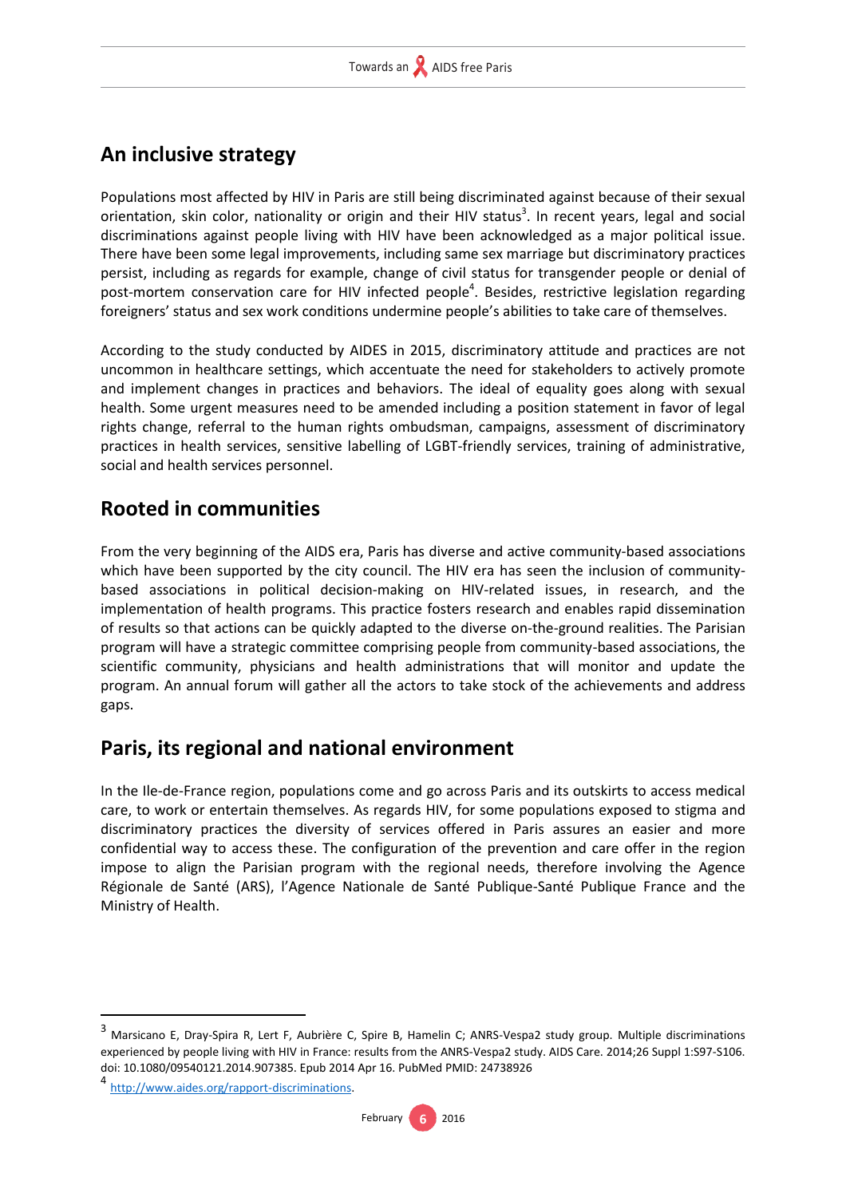## An inclusive strategy

Populations most affected by HIV in Paris are still being discriminated against because of their sexual orientation, skin color, nationality or origin and their HIV status[3]. In recent years, legal and social discriminations against people living with HIV have been acknowledged as a major political issue. There have been some legal improvements, including same sex marriage but discriminatory practices persist, including as regards for example, change of civil status for transgender people or denial of post-mortem conservation care for HIV infected people[4]. Besides, restrictive legislation regarding foreigners' status and sex work conditions undermine people's abilities to take care of themselves.

According to the study conducted by AIDES in 2015, discriminatory attitude and practices are not uncommon in healthcare settings, which accentuate the need for stakeholders to actively promote and implement changes in practices and behaviors. The ideal of equality goes along with sexual health. Some urgent measures need to be amended including a position statement in favor of legal rights change, referral to the human rights ombudsman, campaigns, assessment of discriminatory practices in health services, sensitive labelling of LGBT-friendly services, training of administrative, social and health services personnel.

## Rooted in communities

From the very beginning of the AIDS era, Paris has diverse and active community-based associations which have been supported by the city council. The HIV era has seen the inclusion of community-based associations in political decision-making on HIV-related issues, in research, and the implementation of health programs. This practice fosters research and enables rapid dissemination of results so that actions can be quickly adapted to the diverse on-the-ground realities. The Parisian program will have a strategic committee comprising people from community-based associations, the scientific community, physicians and health administrations that will monitor and update the program. An annual forum will gather all the actors to take stock of the achievements and address gaps.

## Paris, its regional and national environment

In the Ile-de-France region, populations come and go across Paris and its outskirts to access medical care, to work or entertain themselves. As regards HIV, for some populations exposed to stigma and discriminatory practices the diversity of services offered in Paris assures an easier and more confidential way to access these. The configuration of the prevention and care offer in the region impose to align the Parisian program with the regional needs, therefore involving the Agence Régionale de Santé (ARS), l'Agence Nationale de Santé Publique-Santé Publique France and the Ministry of Health.

---

[3] Marsicano E, Dray-Spira R, Lert F, Aubrière C, Spire B, Hamelin C; ANRS-Vespa2 study group. Multiple discriminations experienced by people living with HIV in France: results from the ANRS-Vespa2 study. AIDS Care. 2014;26 Suppl 1:S97-S106. doi: 10.1080/09540121.2014.907385. Epub 2014 Apr 16. PubMed PMID: 24738926

[4] http://www.aides.org/rapport-discriminations.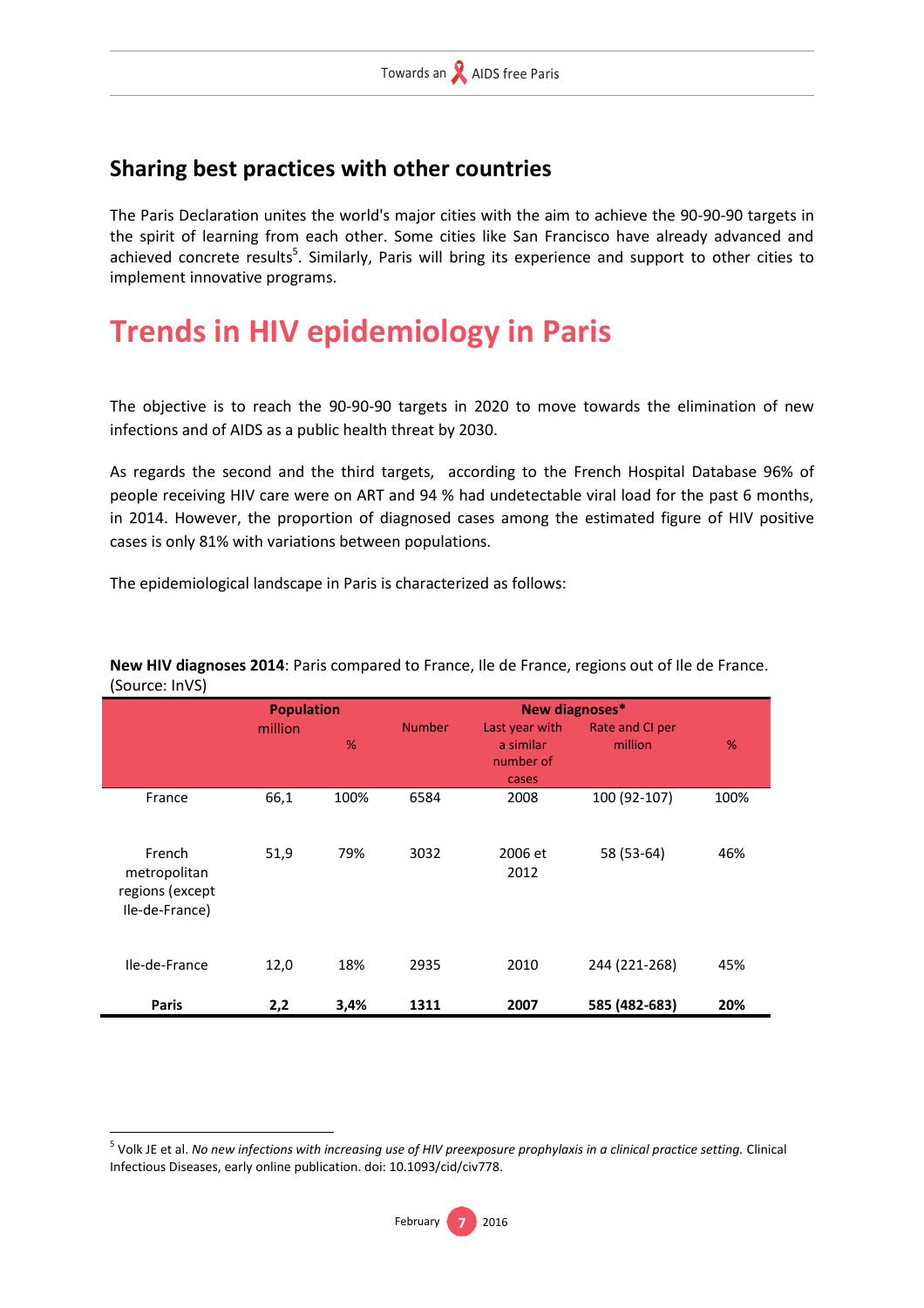## Sharing best practices with other countries

The Paris Declaration unites the world's major cities with the aim to achieve the 90-90-90 targets in the spirit of learning from each other. Some cities like San Francisco have already advanced and achieved concrete results[5]. Similarly, Paris will bring its experience and support to other cities to implement innovative programs.

# Trends in HIV epidemiology in Paris

The objective is to reach the 90-90-90 targets in 2020 to move towards the elimination of new infections and of AIDS as a public health threat by 2030.

As regards the second and the third targets, according to the French Hospital Database 96% of people receiving HIV care were on ART and 94 % had undetectable viral load for the past 6 months, in 2014. However, the proportion of diagnosed cases among the estimated figure of HIV positive cases is only 81% with variations between populations.

The epidemiological landscape in Paris is characterized as follows:

**New HIV diagnoses 2014**: Paris compared to France, Ile de France, regions out of Ile de France. (Source: InVS)

| | **Population** | | **New diagnoses*** | | | |
|---|---|---|---|---|---|---|
| | million | % | Number | Last year with a similar number of cases | Rate and CI per million | % |
| France | 66,1 | 100% | 6584 | 2008 | 100 (92-107) | 100% |
| French metropolitan regions (except Ile-de-France) | 51,9 | 79% | 3032 | 2006 et 2012 | 58 (53-64) | 46% |
| Ile-de-France | 12,0 | 18% | 2935 | 2010 | 244 (221-268) | 45% |
| **Paris** | **2,2** | **3,4%** | **1311** | **2007** | **585 (482-683)** | **20%** |

[5] Volk JE et al. *No new infections with increasing use of HIV preexposure prophylaxis in a clinical practice setting.* Clinical Infectious Diseases, early online publication. doi: 10.1093/cid/civ778.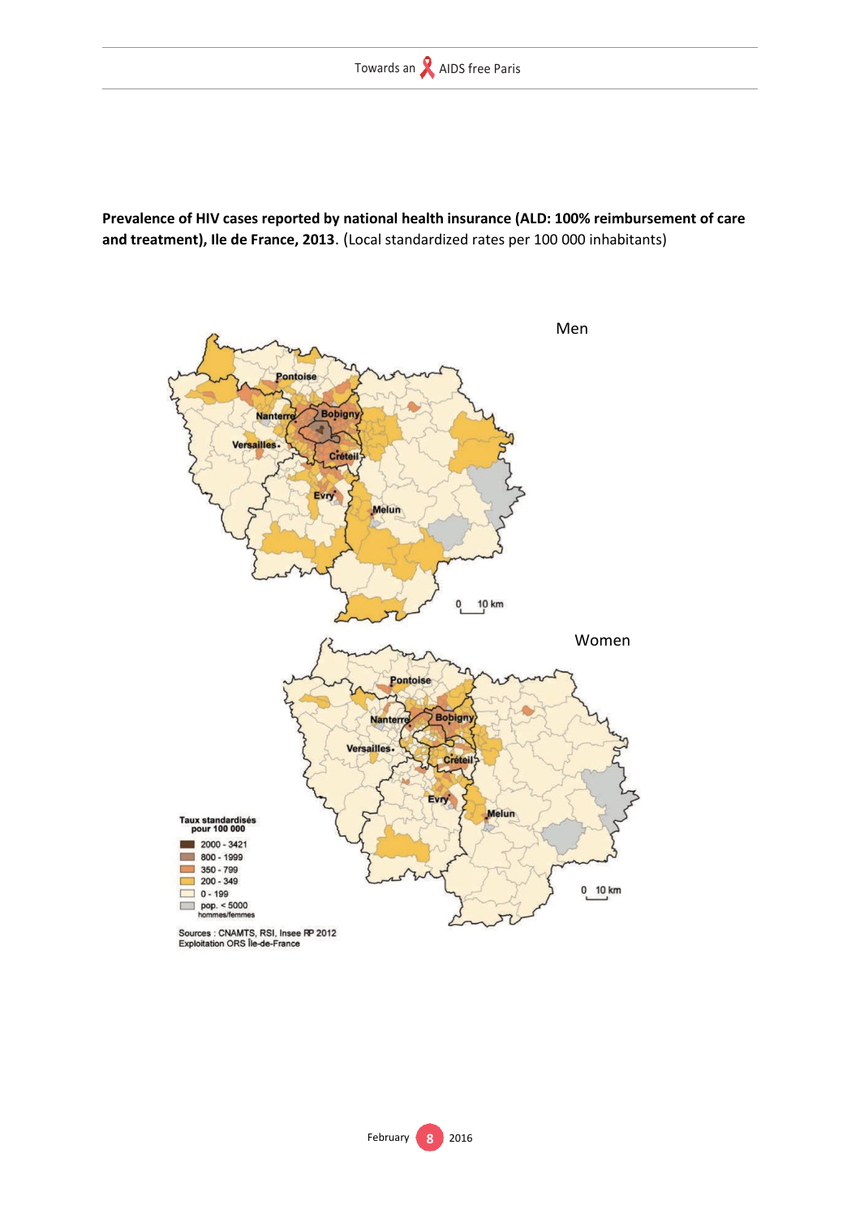**Prevalence of HIV cases reported by national health insurance (ALD: 100% reimbursement of care and treatment), Ile de France, 2013**. (Local standardized rates per 100 000 inhabitants)

Men

Women

Taux standardisés pour 100 000

- 2000 - 3421
- 800 - 1999
- 350 - 799
- 200 - 349
- 0 - 199
- pop. < 5000 hommes/femmes

Sources : CNAMTS, RSI, Insee RP 2012
Exploitation ORS Île-de-France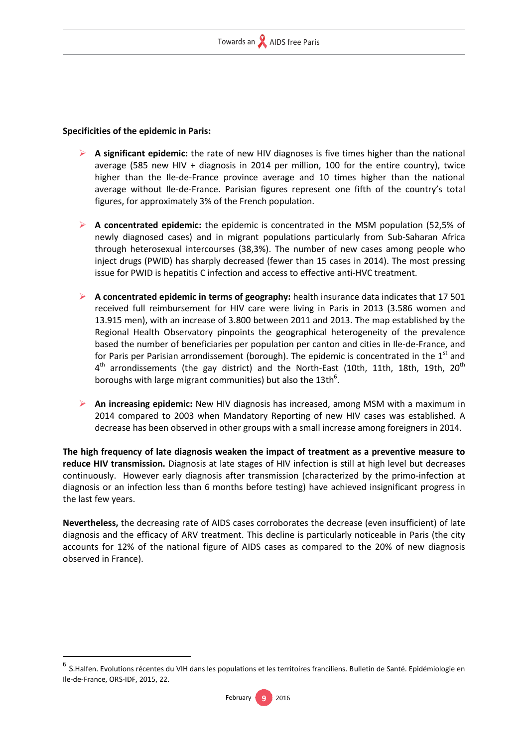**Specificities of the epidemic in Paris:**

- **A significant epidemic:** the rate of new HIV diagnoses is five times higher than the national average (585 new HIV + diagnosis in 2014 per million, 100 for the entire country), twice higher than the Ile-de-France province average and 10 times higher than the national average without Ile-de-France. Parisian figures represent one fifth of the country's total figures, for approximately 3% of the French population.

- **A concentrated epidemic:** the epidemic is concentrated in the MSM population (52,5% of newly diagnosed cases) and in migrant populations particularly from Sub-Saharan Africa through heterosexual intercourses (38,3%). The number of new cases among people who inject drugs (PWID) has sharply decreased (fewer than 15 cases in 2014). The most pressing issue for PWID is hepatitis C infection and access to effective anti-HVC treatment.

- **A concentrated epidemic in terms of geography:** health insurance data indicates that 17 501 received full reimbursement for HIV care were living in Paris in 2013 (3.586 women and 13.915 men), with an increase of 3.800 between 2011 and 2013. The map established by the Regional Health Observatory pinpoints the geographical heterogeneity of the prevalence based the number of beneficiaries per population per canton and cities in Ile-de-France, and for Paris per Parisian arrondissement (borough). The epidemic is concentrated in the 1st and 4th arrondissements (the gay district) and the North-East (10th, 11th, 18th, 19th, 20th boroughs with large migrant communities) but also the 13th[6].

- **An increasing epidemic:** New HIV diagnosis has increased, among MSM with a maximum in 2014 compared to 2003 when Mandatory Reporting of new HIV cases was established. A decrease has been observed in other groups with a small increase among foreigners in 2014.

**The high frequency of late diagnosis weaken the impact of treatment as a preventive measure to reduce HIV transmission.** Diagnosis at late stages of HIV infection is still at high level but decreases continuously. However early diagnosis after transmission (characterized by the primo-infection at diagnosis or an infection less than 6 months before testing) have achieved insignificant progress in the last few years.

**Nevertheless,** the decreasing rate of AIDS cases corroborates the decrease (even insufficient) of late diagnosis and the efficacy of ARV treatment. This decline is particularly noticeable in Paris (the city accounts for 12% of the national figure of AIDS cases as compared to the 20% of new diagnosis observed in France).

---

[6] S.Halfen. Evolutions récentes du VIH dans les populations et les territoires franciliens. Bulletin de Santé. Epidémiologie en Ile-de-France, ORS-IDF, 2015, 22.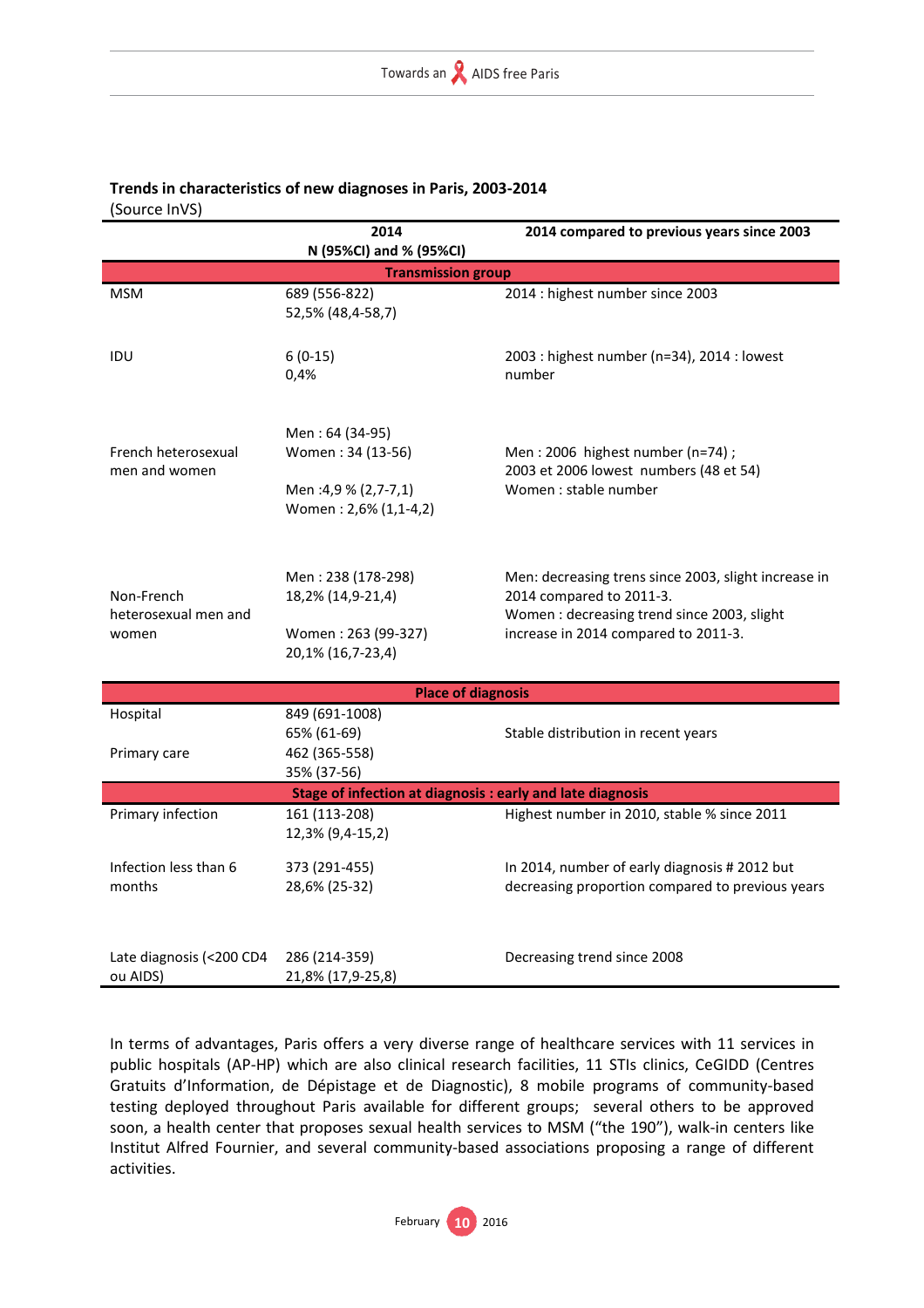**Trends in characteristics of new diagnoses in Paris, 2003-2014**
(Source InVS)

| | 2014<br>N (95%CI) and % (95%CI) | 2014 compared to previous years since 2003 |
|---|---|---|
| **Transmission group** | | |
| MSM | 689 (556-822)<br>52,5% (48,4-58,7) | 2014 : highest number since 2003 |
| IDU | 6 (0-15)<br>0,4% | 2003 : highest number (n=34), 2014 : lowest number |
| French heterosexual men and women | Men : 64 (34-95)<br>Women : 34 (13-56)<br>Men :4,9 % (2,7-7,1)<br>Women : 2,6% (1,1-4,2) | Men : 2006 highest number (n=74) ;<br>2003 et 2006 lowest numbers (48 et 54)<br>Women : stable number |
| Non-French heterosexual men and women | Men : 238 (178-298)<br>18,2% (14,9-21,4)<br>Women : 263 (99-327)<br>20,1% (16,7-23,4) | Men: decreasing trens since 2003, slight increase in 2014 compared to 2011-3.<br>Women : decreasing trend since 2003, slight increase in 2014 compared to 2011-3. |
| **Place of diagnosis** | | |
| Hospital | 849 (691-1008)<br>65% (61-69) | Stable distribution in recent years |
| Primary care | 462 (365-558)<br>35% (37-56) | |
| **Stage of infection at diagnosis : early and late diagnosis** | | |
| Primary infection | 161 (113-208)<br>12,3% (9,4-15,2) | Highest number in 2010, stable % since 2011 |
| Infection less than 6 months | 373 (291-455)<br>28,6% (25-32) | In 2014, number of early diagnosis # 2012 but decreasing proportion compared to previous years |
| Late diagnosis (<200 CD4 ou AIDS) | 286 (214-359)<br>21,8% (17,9-25,8) | Decreasing trend since 2008 |

In terms of advantages, Paris offers a very diverse range of healthcare services with 11 services in public hospitals (AP-HP) which are also clinical research facilities, 11 STIs clinics, CeGIDD (Centres Gratuits d'Information, de Dépistage et de Diagnostic), 8 mobile programs of community-based testing deployed throughout Paris available for different groups; several others to be approved soon, a health center that proposes sexual health services to MSM ("the 190"), walk-in centers like Institut Alfred Fournier, and several community-based associations proposing a range of different activities.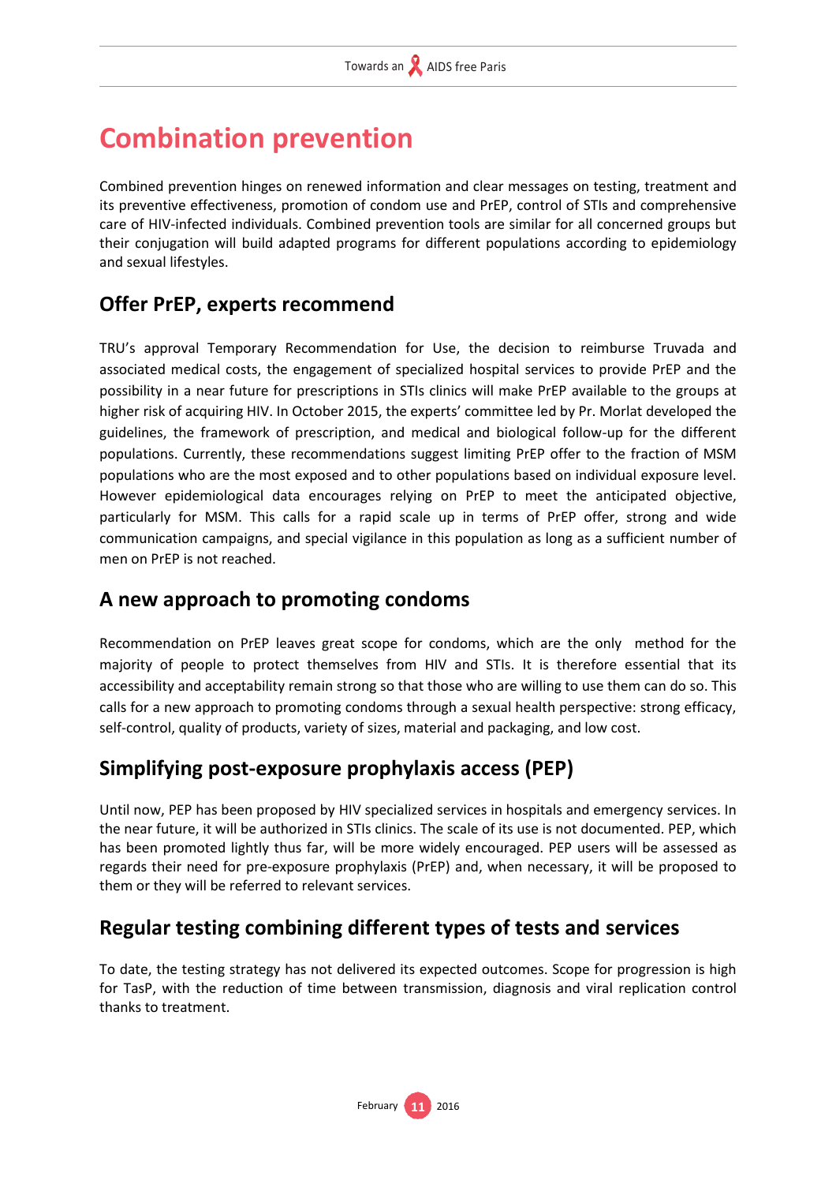# Combination prevention

Combined prevention hinges on renewed information and clear messages on testing, treatment and its preventive effectiveness, promotion of condom use and PrEP, control of STIs and comprehensive care of HIV-infected individuals. Combined prevention tools are similar for all concerned groups but their conjugation will build adapted programs for different populations according to epidemiology and sexual lifestyles.

## Offer PrEP, experts recommend

TRU's approval Temporary Recommendation for Use, the decision to reimburse Truvada and associated medical costs, the engagement of specialized hospital services to provide PrEP and the possibility in a near future for prescriptions in STIs clinics will make PrEP available to the groups at higher risk of acquiring HIV. In October 2015, the experts' committee led by Pr. Morlat developed the guidelines, the framework of prescription, and medical and biological follow-up for the different populations. Currently, these recommendations suggest limiting PrEP offer to the fraction of MSM populations who are the most exposed and to other populations based on individual exposure level. However epidemiological data encourages relying on PrEP to meet the anticipated objective, particularly for MSM. This calls for a rapid scale up in terms of PrEP offer, strong and wide communication campaigns, and special vigilance in this population as long as a sufficient number of men on PrEP is not reached.

## A new approach to promoting condoms

Recommendation on PrEP leaves great scope for condoms, which are the only method for the majority of people to protect themselves from HIV and STIs. It is therefore essential that its accessibility and acceptability remain strong so that those who are willing to use them can do so. This calls for a new approach to promoting condoms through a sexual health perspective: strong efficacy, self-control, quality of products, variety of sizes, material and packaging, and low cost.

## Simplifying post-exposure prophylaxis access (PEP)

Until now, PEP has been proposed by HIV specialized services in hospitals and emergency services. In the near future, it will be authorized in STIs clinics. The scale of its use is not documented. PEP, which has been promoted lightly thus far, will be more widely encouraged. PEP users will be assessed as regards their need for pre-exposure prophylaxis (PrEP) and, when necessary, it will be proposed to them or they will be referred to relevant services.

## Regular testing combining different types of tests and services

To date, the testing strategy has not delivered its expected outcomes. Scope for progression is high for TasP, with the reduction of time between transmission, diagnosis and viral replication control thanks to treatment.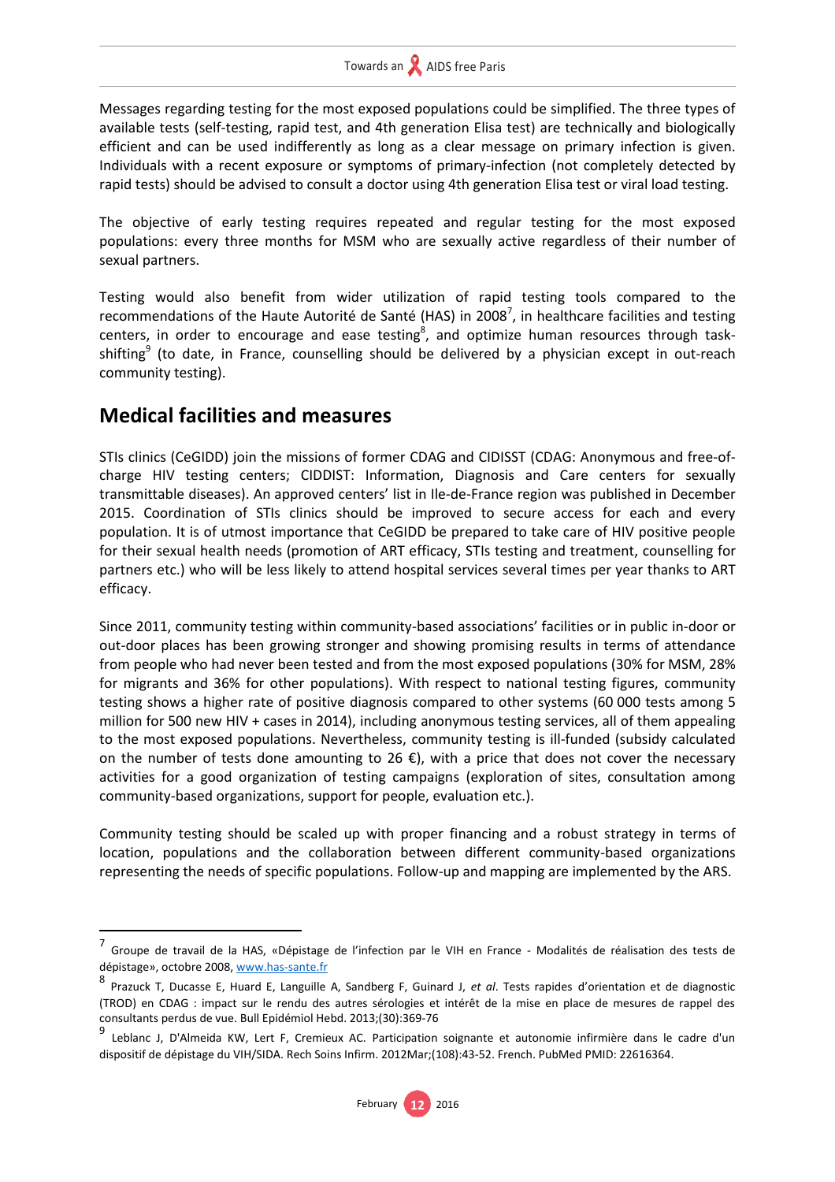Messages regarding testing for the most exposed populations could be simplified. The three types of available tests (self-testing, rapid test, and 4th generation Elisa test) are technically and biologically efficient and can be used indifferently as long as a clear message on primary infection is given. Individuals with a recent exposure or symptoms of primary-infection (not completely detected by rapid tests) should be advised to consult a doctor using 4th generation Elisa test or viral load testing.

The objective of early testing requires repeated and regular testing for the most exposed populations: every three months for MSM who are sexually active regardless of their number of sexual partners.

Testing would also benefit from wider utilization of rapid testing tools compared to the recommendations of the Haute Autorité de Santé (HAS) in 2008[7], in healthcare facilities and testing centers, in order to encourage and ease testing[8], and optimize human resources through task-shifting[9] (to date, in France, counselling should be delivered by a physician except in out-reach community testing).

## Medical facilities and measures

STIs clinics (CeGIDD) join the missions of former CDAG and CIDISST (CDAG: Anonymous and free-of-charge HIV testing centers; CIDDIST: Information, Diagnosis and Care centers for sexually transmittable diseases). An approved centers' list in Ile-de-France region was published in December 2015. Coordination of STIs clinics should be improved to secure access for each and every population. It is of utmost importance that CeGIDD be prepared to take care of HIV positive people for their sexual health needs (promotion of ART efficacy, STIs testing and treatment, counselling for partners etc.) who will be less likely to attend hospital services several times per year thanks to ART efficacy.

Since 2011, community testing within community-based associations' facilities or in public in-door or out-door places has been growing stronger and showing promising results in terms of attendance from people who had never been tested and from the most exposed populations (30% for MSM, 28% for migrants and 36% for other populations). With respect to national testing figures, community testing shows a higher rate of positive diagnosis compared to other systems (60 000 tests among 5 million for 500 new HIV + cases in 2014), including anonymous testing services, all of them appealing to the most exposed populations. Nevertheless, community testing is ill-funded (subsidy calculated on the number of tests done amounting to 26 €), with a price that does not cover the necessary activities for a good organization of testing campaigns (exploration of sites, consultation among community-based organizations, support for people, evaluation etc.).

Community testing should be scaled up with proper financing and a robust strategy in terms of location, populations and the collaboration between different community-based organizations representing the needs of specific populations. Follow-up and mapping are implemented by the ARS.

---

[7] Groupe de travail de la HAS, «Dépistage de l'infection par le VIH en France - Modalités de réalisation des tests de dépistage», octobre 2008, www.has-sante.fr

[8] Prazuck T, Ducasse E, Huard E, Languille A, Sandberg F, Guinard J, *et al*. Tests rapides d'orientation et de diagnostic (TROD) en CDAG : impact sur le rendu des autres sérologies et intérêt de la mise en place de mesures de rappel des consultants perdus de vue. Bull Epidémiol Hebd. 2013;(30):369-76

[9] Leblanc J, D'Almeida KW, Lert F, Cremieux AC. Participation soignante et autonomie infirmière dans le cadre d'un dispositif de dépistage du VIH/SIDA. Rech Soins Infirm. 2012Mar;(108):43-52. French. PubMed PMID: 22616364.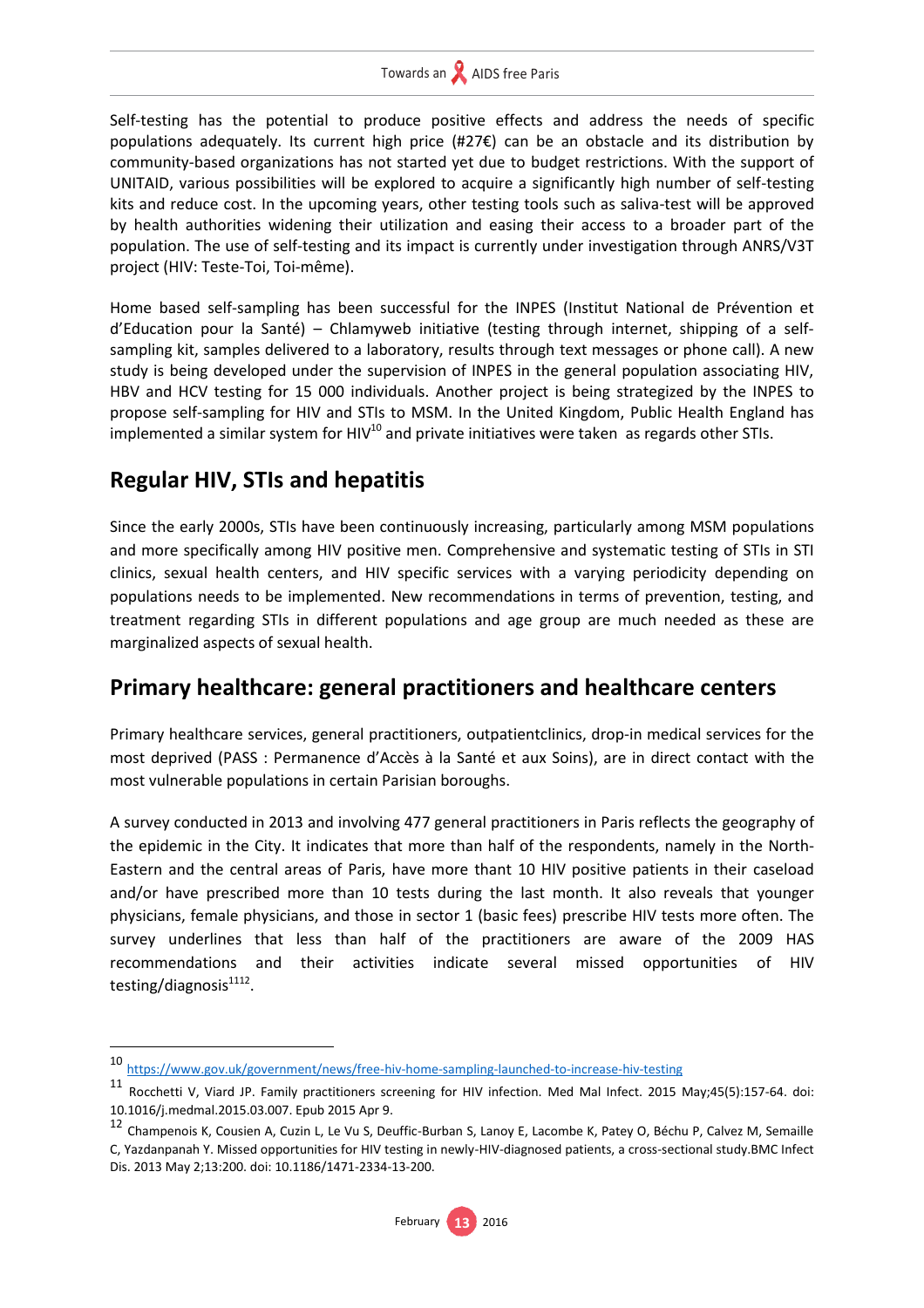Self-testing has the potential to produce positive effects and address the needs of specific populations adequately. Its current high price (#27€) can be an obstacle and its distribution by community-based organizations has not started yet due to budget restrictions. With the support of UNITAID, various possibilities will be explored to acquire a significantly high number of self-testing kits and reduce cost. In the upcoming years, other testing tools such as saliva-test will be approved by health authorities widening their utilization and easing their access to a broader part of the population. The use of self-testing and its impact is currently under investigation through ANRS/V3T project (HIV: Teste-Toi, Toi-même).

Home based self-sampling has been successful for the INPES (Institut National de Prévention et d'Education pour la Santé) – Chlamyweb initiative (testing through internet, shipping of a self-sampling kit, samples delivered to a laboratory, results through text messages or phone call). A new study is being developed under the supervision of INPES in the general population associating HIV, HBV and HCV testing for 15 000 individuals. Another project is being strategized by the INPES to propose self-sampling for HIV and STIs to MSM. In the United Kingdom, Public Health England has implemented a similar system for HIV[10] and private initiatives were taken as regards other STIs.

## Regular HIV, STIs and hepatitis

Since the early 2000s, STIs have been continuously increasing, particularly among MSM populations and more specifically among HIV positive men. Comprehensive and systematic testing of STIs in STI clinics, sexual health centers, and HIV specific services with a varying periodicity depending on populations needs to be implemented. New recommendations in terms of prevention, testing, and treatment regarding STIs in different populations and age group are much needed as these are marginalized aspects of sexual health.

## Primary healthcare: general practitioners and healthcare centers

Primary healthcare services, general practitioners, outpatientclinics, drop-in medical services for the most deprived (PASS : Permanence d'Accès à la Santé et aux Soins), are in direct contact with the most vulnerable populations in certain Parisian boroughs.

A survey conducted in 2013 and involving 477 general practitioners in Paris reflects the geography of the epidemic in the City. It indicates that more than half of the respondents, namely in the North-Eastern and the central areas of Paris, have more thant 10 HIV positive patients in their caseload and/or have prescribed more than 10 tests during the last month. It also reveals that younger physicians, female physicians, and those in sector 1 (basic fees) prescribe HIV tests more often. The survey underlines that less than half of the practitioners are aware of the 2009 HAS recommendations and their activities indicate several missed opportunities of HIV testing/diagnosis[11][12].

---

[10] https://www.gov.uk/government/news/free-hiv-home-sampling-launched-to-increase-hiv-testing

[11] Rocchetti V, Viard JP. Family practitioners screening for HIV infection. Med Mal Infect. 2015 May;45(5):157-64. doi: 10.1016/j.medmal.2015.03.007. Epub 2015 Apr 9.

[12] Champenois K, Cousien A, Cuzin L, Le Vu S, Deuffic-Burban S, Lanoy E, Lacombe K, Patey O, Béchu P, Calvez M, Semaille C, Yazdanpanah Y. Missed opportunities for HIV testing in newly-HIV-diagnosed patients, a cross-sectional study.BMC Infect Dis. 2013 May 2;13:200. doi: 10.1186/1471-2334-13-200.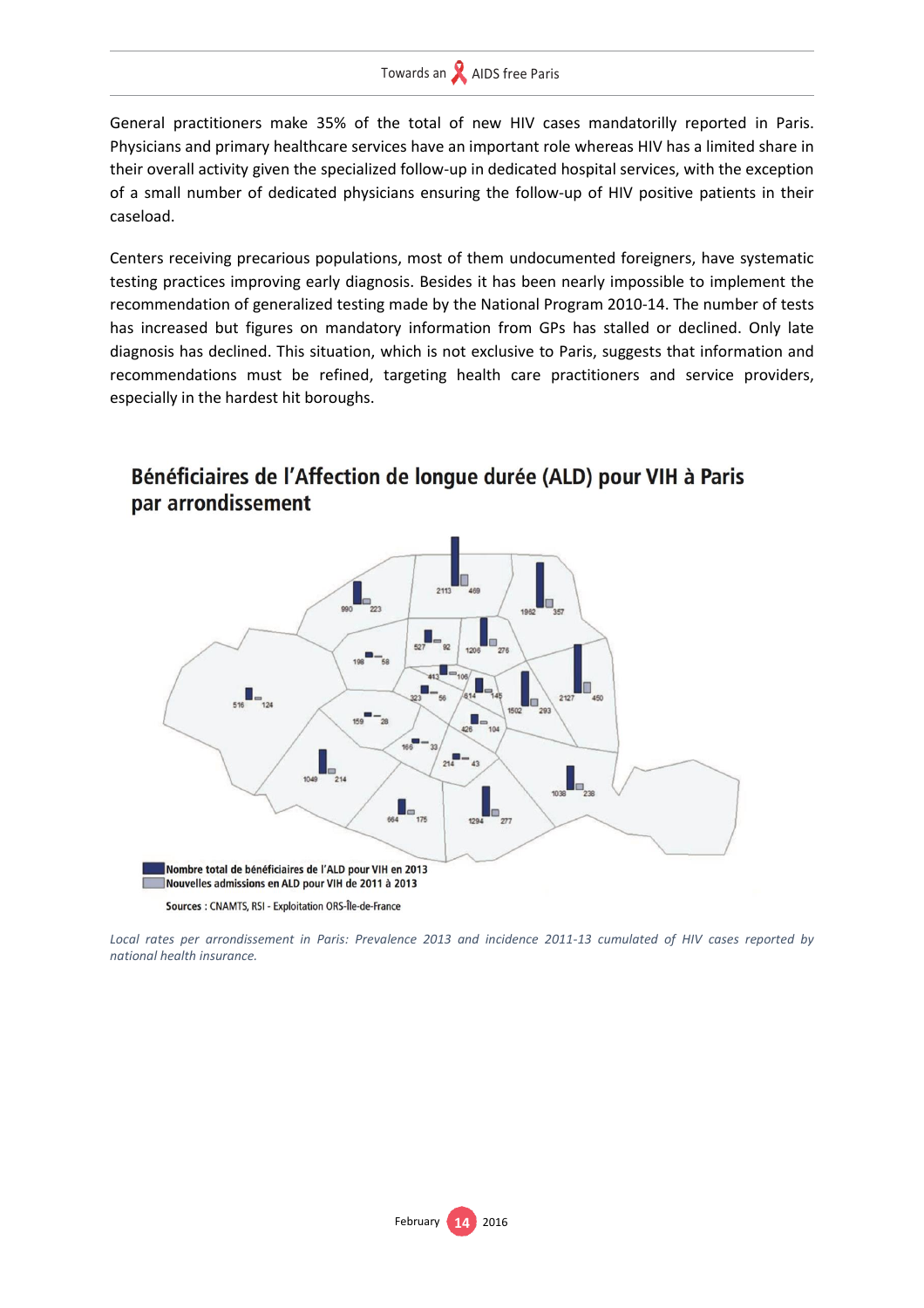General practitioners make 35% of the total of new HIV cases mandatorilly reported in Paris. Physicians and primary healthcare services have an important role whereas HIV has a limited share in their overall activity given the specialized follow-up in dedicated hospital services, with the exception of a small number of dedicated physicians ensuring the follow-up of HIV positive patients in their caseload.

Centers receiving precarious populations, most of them undocumented foreigners, have systematic testing practices improving early diagnosis. Besides it has been nearly impossible to implement the recommendation of generalized testing made by the National Program 2010-14. The number of tests has increased but figures on mandatory information from GPs has stalled or declined. Only late diagnosis has declined. This situation, which is not exclusive to Paris, suggests that information and recommendations must be refined, targeting health care practitioners and service providers, especially in the hardest hit boroughs.

## Bénéficiaires de l'Affection de longue durée (ALD) pour VIH à Paris par arrondissement

2113 469
990 223
1962 357
527 92
1206 276
198 58
413 106
516 124
323 56
614 145
1502 293
2127 450
159 28
426 104
166 33
214 43
1049 214
1038 238
664 175
1294 277

Nombre total de bénéficiaires de l'ALD pour VIH en 2013
Nouvelles admissions en ALD pour VIH de 2011 à 2013

Sources : CNAMTS, RSI - Exploitation ORS-Île-de-France

*Local rates per arrondissement in Paris: Prevalence 2013 and incidence 2011-13 cumulated of HIV cases reported by national health insurance.*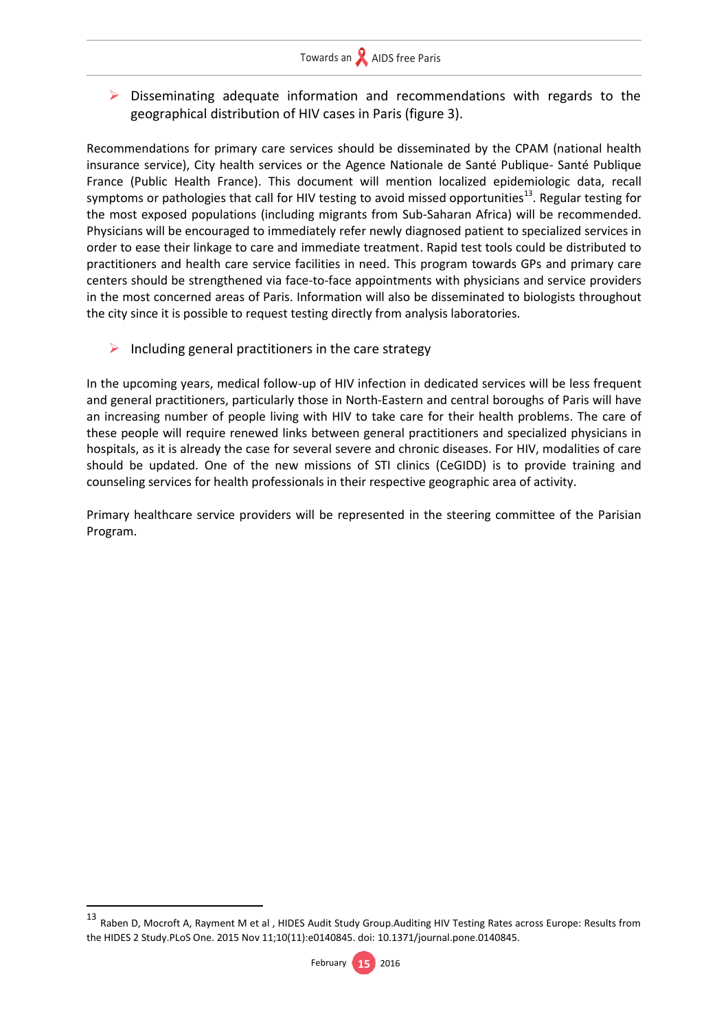- Disseminating adequate information and recommendations with regards to the geographical distribution of HIV cases in Paris (figure 3).

Recommendations for primary care services should be disseminated by the CPAM (national health insurance service), City health services or the Agence Nationale de Santé Publique- Santé Publique France (Public Health France). This document will mention localized epidemiologic data, recall symptoms or pathologies that call for HIV testing to avoid missed opportunities[13]. Regular testing for the most exposed populations (including migrants from Sub-Saharan Africa) will be recommended. Physicians will be encouraged to immediately refer newly diagnosed patient to specialized services in order to ease their linkage to care and immediate treatment. Rapid test tools could be distributed to practitioners and health care service facilities in need. This program towards GPs and primary care centers should be strengthened via face-to-face appointments with physicians and service providers in the most concerned areas of Paris. Information will also be disseminated to biologists throughout the city since it is possible to request testing directly from analysis laboratories.

- Including general practitioners in the care strategy

In the upcoming years, medical follow-up of HIV infection in dedicated services will be less frequent and general practitioners, particularly those in North-Eastern and central boroughs of Paris will have an increasing number of people living with HIV to take care for their health problems. The care of these people will require renewed links between general practitioners and specialized physicians in hospitals, as it is already the case for several severe and chronic diseases. For HIV, modalities of care should be updated. One of the new missions of STI clinics (CeGIDD) is to provide training and counseling services for health professionals in their respective geographic area of activity.

Primary healthcare service providers will be represented in the steering committee of the Parisian Program.

---

[13] Raben D, Mocroft A, Rayment M et al , HIDES Audit Study Group.Auditing HIV Testing Rates across Europe: Results from the HIDES 2 Study.PLoS One. 2015 Nov 11;10(11):e0140845. doi: 10.1371/journal.pone.0140845.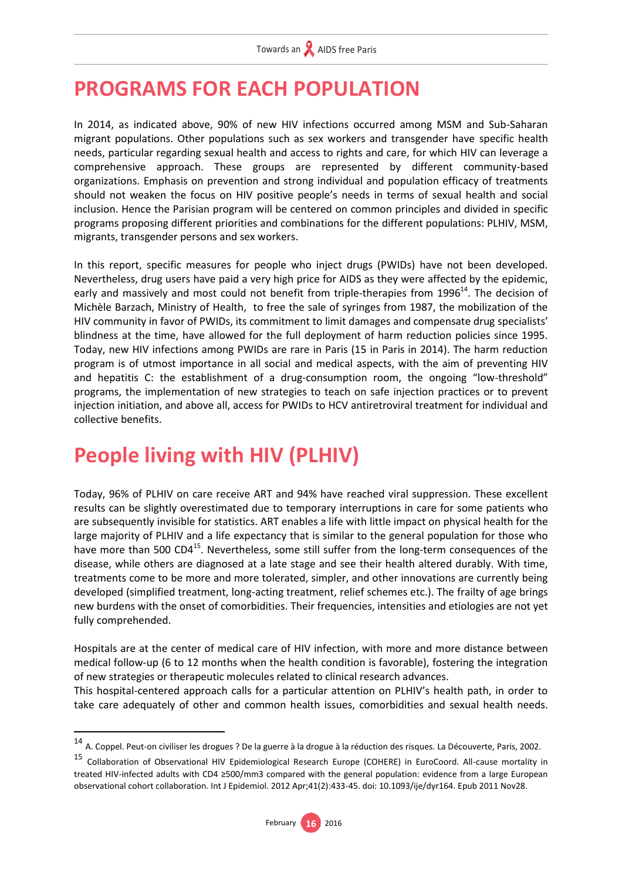# PROGRAMS FOR EACH POPULATION

In 2014, as indicated above, 90% of new HIV infections occurred among MSM and Sub-Saharan migrant populations. Other populations such as sex workers and transgender have specific health needs, particular regarding sexual health and access to rights and care, for which HIV can leverage a comprehensive approach. These groups are represented by different community-based organizations. Emphasis on prevention and strong individual and population efficacy of treatments should not weaken the focus on HIV positive people's needs in terms of sexual health and social inclusion. Hence the Parisian program will be centered on common principles and divided in specific programs proposing different priorities and combinations for the different populations: PLHIV, MSM, migrants, transgender persons and sex workers.

In this report, specific measures for people who inject drugs (PWIDs) have not been developed. Nevertheless, drug users have paid a very high price for AIDS as they were affected by the epidemic, early and massively and most could not benefit from triple-therapies from 1996[14]. The decision of Michèle Barzach, Ministry of Health, to free the sale of syringes from 1987, the mobilization of the HIV community in favor of PWIDs, its commitment to limit damages and compensate drug specialists' blindness at the time, have allowed for the full deployment of harm reduction policies since 1995. Today, new HIV infections among PWIDs are rare in Paris (15 in Paris in 2014). The harm reduction program is of utmost importance in all social and medical aspects, with the aim of preventing HIV and hepatitis C: the establishment of a drug-consumption room, the ongoing "low-threshold" programs, the implementation of new strategies to teach on safe injection practices or to prevent injection initiation, and above all, access for PWIDs to HCV antiretroviral treatment for individual and collective benefits.

# People living with HIV (PLHIV)

Today, 96% of PLHIV on care receive ART and 94% have reached viral suppression. These excellent results can be slightly overestimated due to temporary interruptions in care for some patients who are subsequently invisible for statistics. ART enables a life with little impact on physical health for the large majority of PLHIV and a life expectancy that is similar to the general population for those who have more than 500 CD4[15]. Nevertheless, some still suffer from the long-term consequences of the disease, while others are diagnosed at a late stage and see their health altered durably. With time, treatments come to be more and more tolerated, simpler, and other innovations are currently being developed (simplified treatment, long-acting treatment, relief schemes etc.). The frailty of age brings new burdens with the onset of comorbidities. Their frequencies, intensities and etiologies are not yet fully comprehended.

Hospitals are at the center of medical care of HIV infection, with more and more distance between medical follow-up (6 to 12 months when the health condition is favorable), fostering the integration of new strategies or therapeutic molecules related to clinical research advances.
This hospital-centered approach calls for a particular attention on PLHIV's health path, in order to take care adequately of other and common health issues, comorbidities and sexual health needs.

---

[14] A. Coppel. Peut-on civiliser les drogues ? De la guerre à la drogue à la réduction des risques. La Découverte, Paris, 2002.

[15] Collaboration of Observational HIV Epidemiological Research Europe (COHERE) in EuroCoord. All-cause mortality in treated HIV-infected adults with CD4 ≥500/mm3 compared with the general population: evidence from a large European observational cohort collaboration. Int J Epidemiol. 2012 Apr;41(2):433-45. doi: 10.1093/ije/dyr164. Epub 2011 Nov28.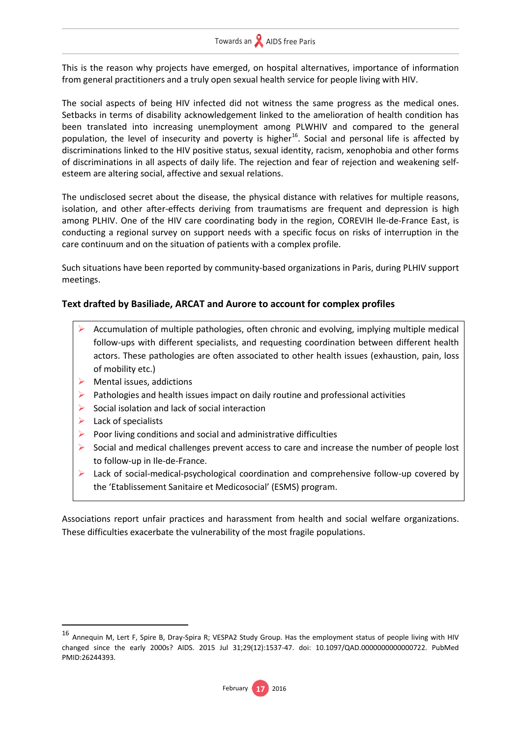This is the reason why projects have emerged, on hospital alternatives, importance of information from general practitioners and a truly open sexual health service for people living with HIV.

The social aspects of being HIV infected did not witness the same progress as the medical ones. Setbacks in terms of disability acknowledgement linked to the amelioration of health condition has been translated into increasing unemployment among PLWHIV and compared to the general population, the level of insecurity and poverty is higher[16]. Social and personal life is affected by discriminations linked to the HIV positive status, sexual identity, racism, xenophobia and other forms of discriminations in all aspects of daily life. The rejection and fear of rejection and weakening self-esteem are altering social, affective and sexual relations.

The undisclosed secret about the disease, the physical distance with relatives for multiple reasons, isolation, and other after-effects deriving from traumatisms are frequent and depression is high among PLHIV. One of the HIV care coordinating body in the region, COREVIH Ile-de-France East, is conducting a regional survey on support needs with a specific focus on risks of interruption in the care continuum and on the situation of patients with a complex profile.

Such situations have been reported by community-based organizations in Paris, during PLHIV support meetings.

**Text drafted by Basiliade, ARCAT and Aurore to account for complex profiles**

- Accumulation of multiple pathologies, often chronic and evolving, implying multiple medical follow-ups with different specialists, and requesting coordination between different health actors. These pathologies are often associated to other health issues (exhaustion, pain, loss of mobility etc.)
- Mental issues, addictions
- Pathologies and health issues impact on daily routine and professional activities
- Social isolation and lack of social interaction
- Lack of specialists
- Poor living conditions and social and administrative difficulties
- Social and medical challenges prevent access to care and increase the number of people lost to follow-up in Ile-de-France.
- Lack of social-medical-psychological coordination and comprehensive follow-up covered by the 'Etablissement Sanitaire et Medicosocial' (ESMS) program.

Associations report unfair practices and harassment from health and social welfare organizations. These difficulties exacerbate the vulnerability of the most fragile populations.

---

[16] Annequin M, Lert F, Spire B, Dray-Spira R; VESPA2 Study Group. Has the employment status of people living with HIV changed since the early 2000s? AIDS. 2015 Jul 31;29(12):1537-47. doi: 10.1097/QAD.0000000000000722. PubMed PMID:26244393.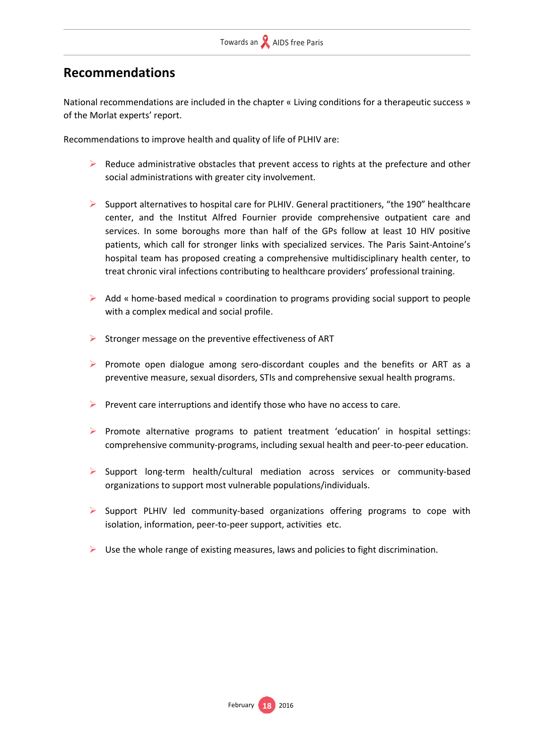## Recommendations

National recommendations are included in the chapter « Living conditions for a therapeutic success » of the Morlat experts' report.

Recommendations to improve health and quality of life of PLHIV are:

- Reduce administrative obstacles that prevent access to rights at the prefecture and other social administrations with greater city involvement.

- Support alternatives to hospital care for PLHIV. General practitioners, "the 190" healthcare center, and the Institut Alfred Fournier provide comprehensive outpatient care and services. In some boroughs more than half of the GPs follow at least 10 HIV positive patients, which call for stronger links with specialized services. The Paris Saint-Antoine's hospital team has proposed creating a comprehensive multidisciplinary health center, to treat chronic viral infections contributing to healthcare providers' professional training.

- Add « home-based medical » coordination to programs providing social support to people with a complex medical and social profile.

- Stronger message on the preventive effectiveness of ART

- Promote open dialogue among sero-discordant couples and the benefits or ART as a preventive measure, sexual disorders, STIs and comprehensive sexual health programs.

- Prevent care interruptions and identify those who have no access to care.

- Promote alternative programs to patient treatment 'education' in hospital settings: comprehensive community-programs, including sexual health and peer-to-peer education.

- Support long-term health/cultural mediation across services or community-based organizations to support most vulnerable populations/individuals.

- Support PLHIV led community-based organizations offering programs to cope with isolation, information, peer-to-peer support, activities etc.

- Use the whole range of existing measures, laws and policies to fight discrimination.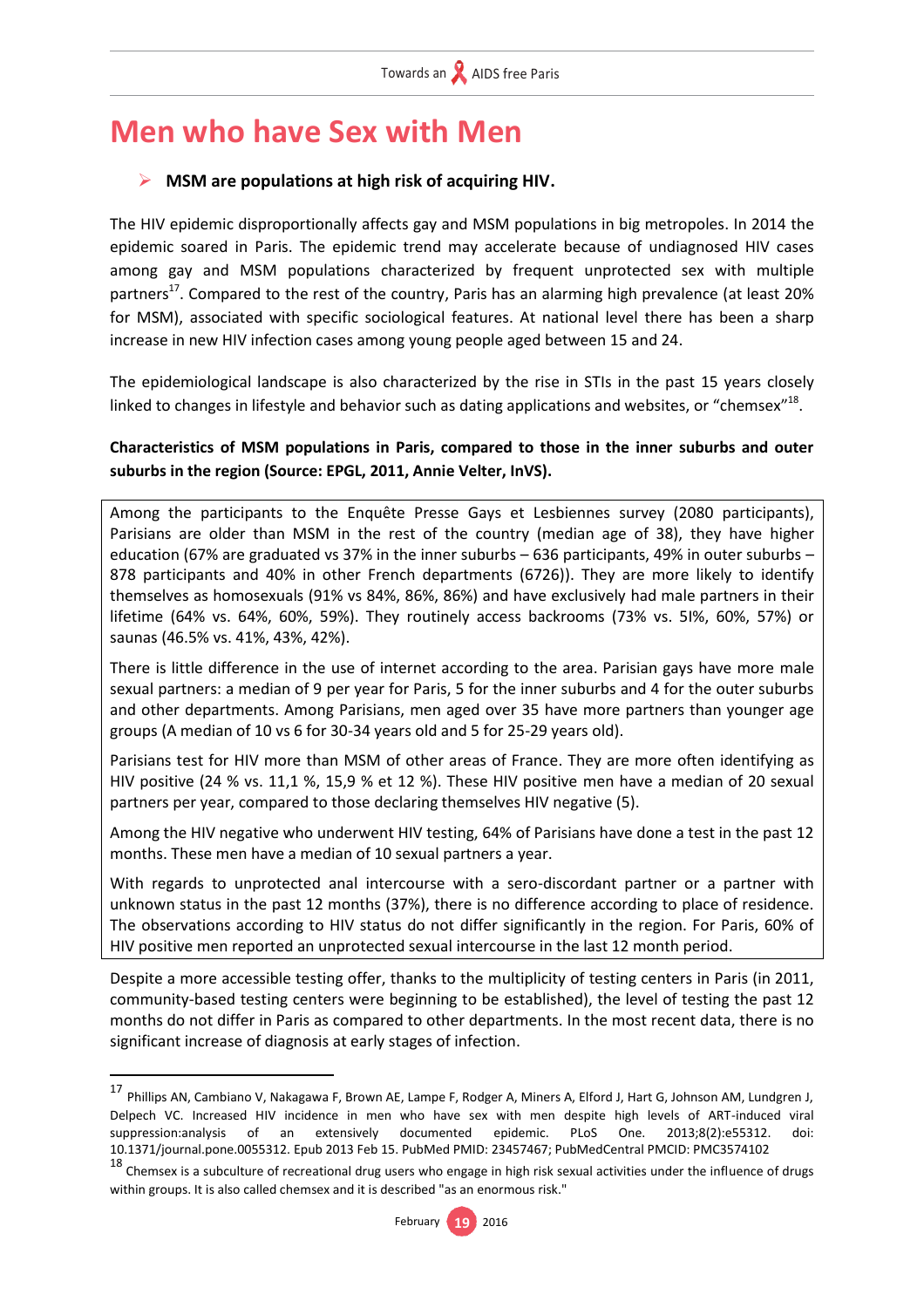# Men who have Sex with Men

- **MSM are populations at high risk of acquiring HIV.**

The HIV epidemic disproportionally affects gay and MSM populations in big metropoles. In 2014 the epidemic soared in Paris. The epidemic trend may accelerate because of undiagnosed HIV cases among gay and MSM populations characterized by frequent unprotected sex with multiple partners[17]. Compared to the rest of the country, Paris has an alarming high prevalence (at least 20% for MSM), associated with specific sociological features. At national level there has been a sharp increase in new HIV infection cases among young people aged between 15 and 24.

The epidemiological landscape is also characterized by the rise in STIs in the past 15 years closely linked to changes in lifestyle and behavior such as dating applications and websites, or "chemsex"[18].

**Characteristics of MSM populations in Paris, compared to those in the inner suburbs and outer suburbs in the region (Source: EPGL, 2011, Annie Velter, InVS).**

Among the participants to the Enquête Presse Gays et Lesbiennes survey (2080 participants), Parisians are older than MSM in the rest of the country (median age of 38), they have higher education (67% are graduated vs 37% in the inner suburbs – 636 participants, 49% in outer suburbs – 878 participants and 40% in other French departments (6726)). They are more likely to identify themselves as homosexuals (91% vs 84%, 86%, 86%) and have exclusively had male partners in their lifetime (64% vs. 64%, 60%, 59%). They routinely access backrooms (73% vs. 5I%, 60%, 57%) or saunas (46.5% vs. 41%, 43%, 42%).

There is little difference in the use of internet according to the area. Parisian gays have more male sexual partners: a median of 9 per year for Paris, 5 for the inner suburbs and 4 for the outer suburbs and other departments. Among Parisians, men aged over 35 have more partners than younger age groups (A median of 10 vs 6 for 30-34 years old and 5 for 25-29 years old).

Parisians test for HIV more than MSM of other areas of France. They are more often identifying as HIV positive (24 % vs. 11,1 %, 15,9 % et 12 %). These HIV positive men have a median of 20 sexual partners per year, compared to those declaring themselves HIV negative (5).

Among the HIV negative who underwent HIV testing, 64% of Parisians have done a test in the past 12 months. These men have a median of 10 sexual partners a year.

With regards to unprotected anal intercourse with a sero-discordant partner or a partner with unknown status in the past 12 months (37%), there is no difference according to place of residence. The observations according to HIV status do not differ significantly in the region. For Paris, 60% of HIV positive men reported an unprotected sexual intercourse in the last 12 month period.

Despite a more accessible testing offer, thanks to the multiplicity of testing centers in Paris (in 2011, community-based testing centers were beginning to be established), the level of testing the past 12 months do not differ in Paris as compared to other departments. In the most recent data, there is no significant increase of diagnosis at early stages of infection.

---

[17] Phillips AN, Cambiano V, Nakagawa F, Brown AE, Lampe F, Rodger A, Miners A, Elford J, Hart G, Johnson AM, Lundgren J, Delpech VC. Increased HIV incidence in men who have sex with men despite high levels of ART-induced viral suppression:analysis of an extensively documented epidemic. PLoS One. 2013;8(2):e55312. doi: 10.1371/journal.pone.0055312. Epub 2013 Feb 15. PubMed PMID: 23457467; PubMedCentral PMCID: PMC3574102

[18] Chemsex is a subculture of recreational drug users who engage in high risk sexual activities under the influence of drugs within groups. It is also called chemsex and it is described "as an enormous risk."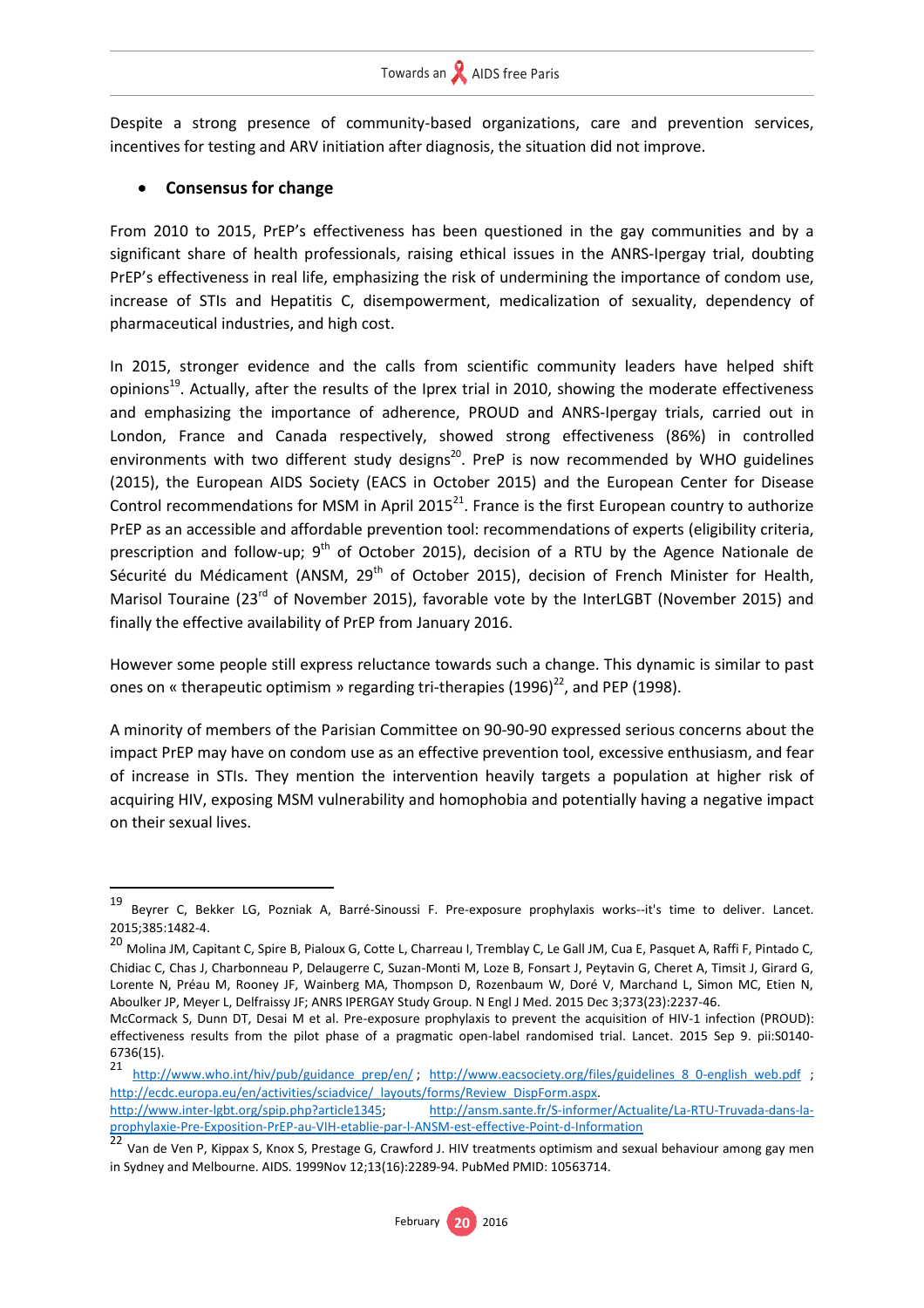Despite a strong presence of community-based organizations, care and prevention services, incentives for testing and ARV initiation after diagnosis, the situation did not improve.

- **Consensus for change**

From 2010 to 2015, PrEP's effectiveness has been questioned in the gay communities and by a significant share of health professionals, raising ethical issues in the ANRS-Ipergay trial, doubting PrEP's effectiveness in real life, emphasizing the risk of undermining the importance of condom use, increase of STIs and Hepatitis C, disempowerment, medicalization of sexuality, dependency of pharmaceutical industries, and high cost.

In 2015, stronger evidence and the calls from scientific community leaders have helped shift opinions[19]. Actually, after the results of the Iprex trial in 2010, showing the moderate effectiveness and emphasizing the importance of adherence, PROUD and ANRS-Ipergay trials, carried out in London, France and Canada respectively, showed strong effectiveness (86%) in controlled environments with two different study designs[20]. PreP is now recommended by WHO guidelines (2015), the European AIDS Society (EACS in October 2015) and the European Center for Disease Control recommendations for MSM in April 2015[21]. France is the first European country to authorize PrEP as an accessible and affordable prevention tool: recommendations of experts (eligibility criteria, prescription and follow-up; 9th of October 2015), decision of a RTU by the Agence Nationale de Sécurité du Médicament (ANSM, 29th of October 2015), decision of French Minister for Health, Marisol Touraine (23rd of November 2015), favorable vote by the InterLGBT (November 2015) and finally the effective availability of PrEP from January 2016.

However some people still express reluctance towards such a change. This dynamic is similar to past ones on « therapeutic optimism » regarding tri-therapies (1996)[22], and PEP (1998).

A minority of members of the Parisian Committee on 90-90-90 expressed serious concerns about the impact PrEP may have on condom use as an effective prevention tool, excessive enthusiasm, and fear of increase in STIs. They mention the intervention heavily targets a population at higher risk of acquiring HIV, exposing MSM vulnerability and homophobia and potentially having a negative impact on their sexual lives.

---

[19] Beyrer C, Bekker LG, Pozniak A, Barré-Sinoussi F. Pre-exposure prophylaxis works--it's time to deliver. Lancet. 2015;385:1482-4.

[20] Molina JM, Capitant C, Spire B, Pialoux G, Cotte L, Charreau I, Tremblay C, Le Gall JM, Cua E, Pasquet A, Raffi F, Pintado C, Chidiac C, Chas J, Charbonneau P, Delaugerre C, Suzan-Monti M, Loze B, Fonsart J, Peytavin G, Cheret A, Timsit J, Girard G, Lorente N, Préau M, Rooney JF, Wainberg MA, Thompson D, Rozenbaum W, Doré V, Marchand L, Simon MC, Etien N, Aboulker JP, Meyer L, Delfraissy JF; ANRS IPERGAY Study Group. N Engl J Med. 2015 Dec 3;373(23):2237-46.
McCormack S, Dunn DT, Desai M et al. Pre-exposure prophylaxis to prevent the acquisition of HIV-1 infection (PROUD): effectiveness results from the pilot phase of a pragmatic open-label randomised trial. Lancet. 2015 Sep 9. pii:S0140-6736(15).

[21] http://www.who.int/hiv/pub/guidance_prep/en/ ; http://www.eacsociety.org/files/guidelines_8_0-english_web.pdf ; http://ecdc.europa.eu/en/activities/sciadvice/_layouts/forms/Review_DispForm.aspx.
http://www.inter-lgbt.org/spip.php?article1345; http://ansm.sante.fr/S-informer/Actualite/La-RTU-Truvada-dans-la-prophylaxie-Pre-Exposition-PrEP-au-VIH-etablie-par-l-ANSM-est-effective-Point-d-Information

[22] Van de Ven P, Kippax S, Knox S, Prestage G, Crawford J. HIV treatments optimism and sexual behaviour among gay men in Sydney and Melbourne. AIDS. 1999Nov 12;13(16):2289-94. PubMed PMID: 10563714.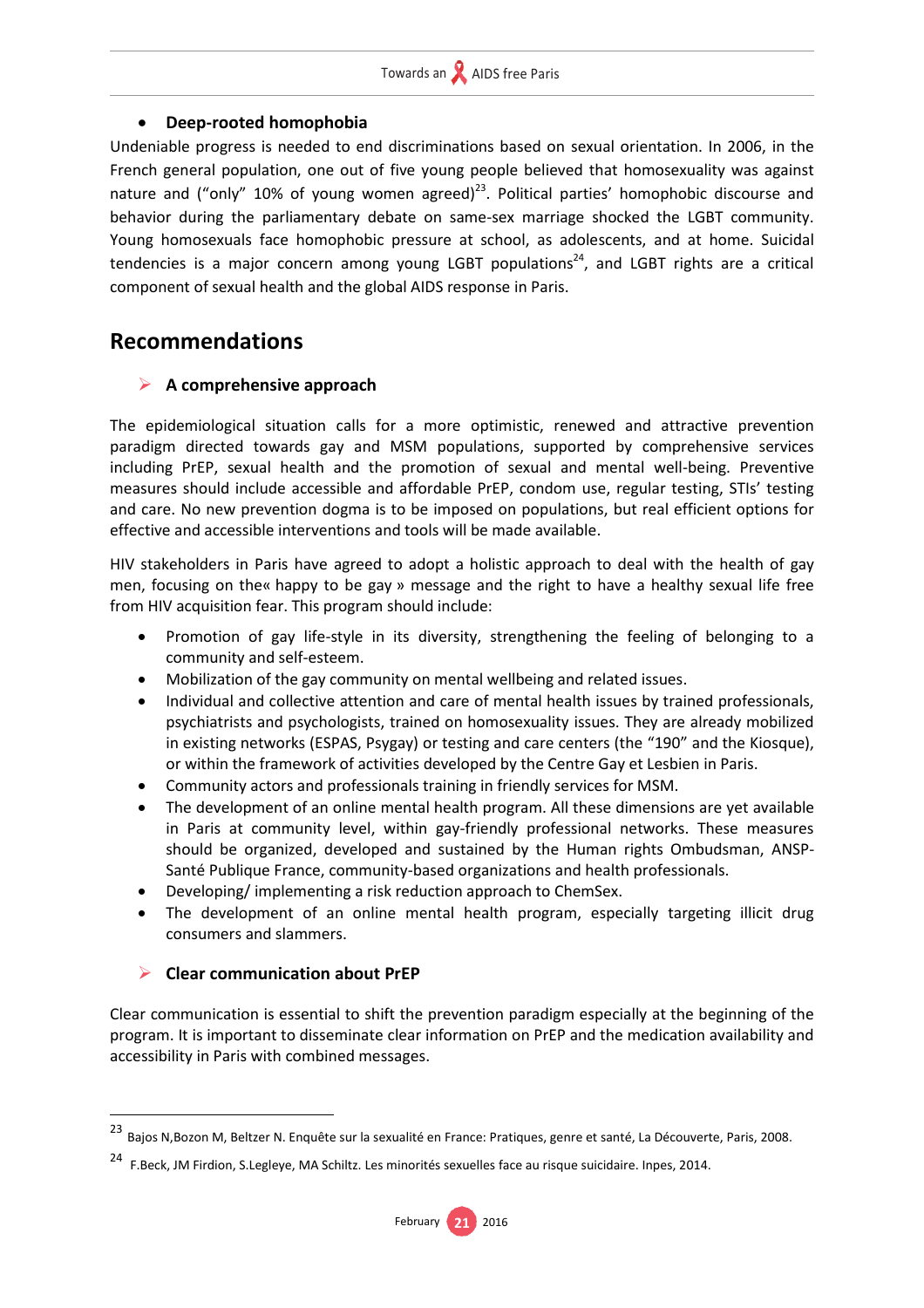- **Deep-rooted homophobia**

Undeniable progress is needed to end discriminations based on sexual orientation. In 2006, in the French general population, one out of five young people believed that homosexuality was against nature and ("only" 10% of young women agreed)[23]. Political parties' homophobic discourse and behavior during the parliamentary debate on same-sex marriage shocked the LGBT community. Young homosexuals face homophobic pressure at school, as adolescents, and at home. Suicidal tendencies is a major concern among young LGBT populations[24], and LGBT rights are a critical component of sexual health and the global AIDS response in Paris.

## Recommendations

- **A comprehensive approach**

The epidemiological situation calls for a more optimistic, renewed and attractive prevention paradigm directed towards gay and MSM populations, supported by comprehensive services including PrEP, sexual health and the promotion of sexual and mental well-being. Preventive measures should include accessible and affordable PrEP, condom use, regular testing, STIs' testing and care. No new prevention dogma is to be imposed on populations, but real efficient options for effective and accessible interventions and tools will be made available.

HIV stakeholders in Paris have agreed to adopt a holistic approach to deal with the health of gay men, focusing on the« happy to be gay » message and the right to have a healthy sexual life free from HIV acquisition fear. This program should include:

- Promotion of gay life-style in its diversity, strengthening the feeling of belonging to a community and self-esteem.
- Mobilization of the gay community on mental wellbeing and related issues.
- Individual and collective attention and care of mental health issues by trained professionals, psychiatrists and psychologists, trained on homosexuality issues. They are already mobilized in existing networks (ESPAS, Psygay) or testing and care centers (the "190" and the Kiosque), or within the framework of activities developed by the Centre Gay et Lesbien in Paris.
- Community actors and professionals training in friendly services for MSM.
- The development of an online mental health program. All these dimensions are yet available in Paris at community level, within gay-friendly professional networks. These measures should be organized, developed and sustained by the Human rights Ombudsman, ANSP-Santé Publique France, community-based organizations and health professionals.
- Developing/ implementing a risk reduction approach to ChemSex.
- The development of an online mental health program, especially targeting illicit drug consumers and slammers.

- **Clear communication about PrEP**

Clear communication is essential to shift the prevention paradigm especially at the beginning of the program. It is important to disseminate clear information on PrEP and the medication availability and accessibility in Paris with combined messages.

---

[23] Bajos N,Bozon M, Beltzer N. Enquête sur la sexualité en France: Pratiques, genre et santé, La Découverte, Paris, 2008.

[24] F.Beck, JM Firdion, S.Legleye, MA Schiltz. Les minorités sexuelles face au risque suicidaire. Inpes, 2014.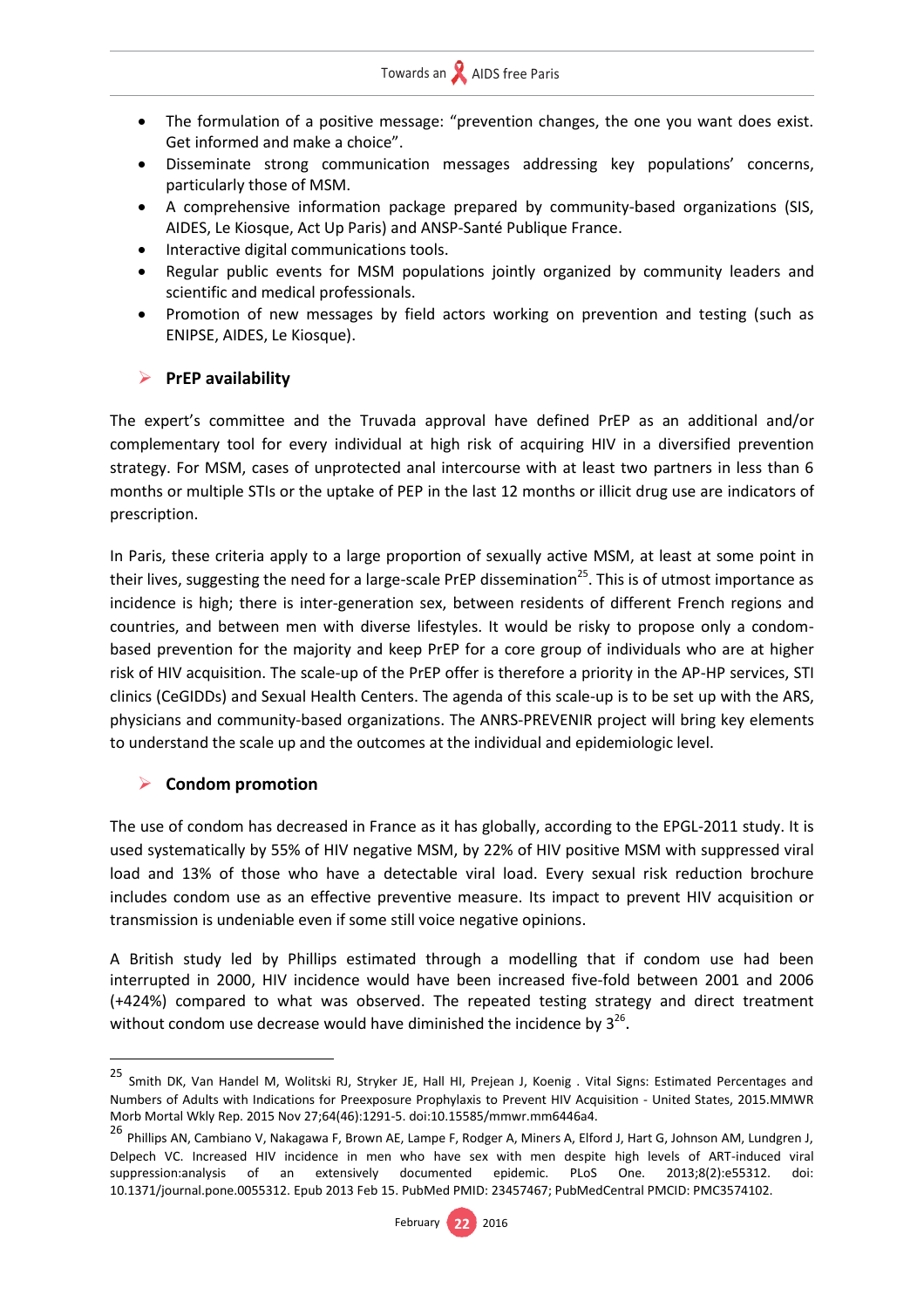- The formulation of a positive message: "prevention changes, the one you want does exist. Get informed and make a choice".
- Disseminate strong communication messages addressing key populations' concerns, particularly those of MSM.
- A comprehensive information package prepared by community-based organizations (SIS, AIDES, Le Kiosque, Act Up Paris) and ANSP-Santé Publique France.
- Interactive digital communications tools.
- Regular public events for MSM populations jointly organized by community leaders and scientific and medical professionals.
- Promotion of new messages by field actors working on prevention and testing (such as ENIPSE, AIDES, Le Kiosque).

### PrEP availability

The expert's committee and the Truvada approval have defined PrEP as an additional and/or complementary tool for every individual at high risk of acquiring HIV in a diversified prevention strategy. For MSM, cases of unprotected anal intercourse with at least two partners in less than 6 months or multiple STIs or the uptake of PEP in the last 12 months or illicit drug use are indicators of prescription.

In Paris, these criteria apply to a large proportion of sexually active MSM, at least at some point in their lives, suggesting the need for a large-scale PrEP dissemination[25]. This is of utmost importance as incidence is high; there is inter-generation sex, between residents of different French regions and countries, and between men with diverse lifestyles. It would be risky to propose only a condom-based prevention for the majority and keep PrEP for a core group of individuals who are at higher risk of HIV acquisition. The scale-up of the PrEP offer is therefore a priority in the AP-HP services, STI clinics (CeGIDDs) and Sexual Health Centers. The agenda of this scale-up is to be set up with the ARS, physicians and community-based organizations. The ANRS-PREVENIR project will bring key elements to understand the scale up and the outcomes at the individual and epidemiologic level.

### Condom promotion

The use of condom has decreased in France as it has globally, according to the EPGL-2011 study. It is used systematically by 55% of HIV negative MSM, by 22% of HIV positive MSM with suppressed viral load and 13% of those who have a detectable viral load. Every sexual risk reduction brochure includes condom use as an effective preventive measure. Its impact to prevent HIV acquisition or transmission is undeniable even if some still voice negative opinions.

A British study led by Phillips estimated through a modelling that if condom use had been interrupted in 2000, HIV incidence would have been increased five-fold between 2001 and 2006 (+424%) compared to what was observed. The repeated testing strategy and direct treatment without condom use decrease would have diminished the incidence by 3[26].

---

[25] Smith DK, Van Handel M, Wolitski RJ, Stryker JE, Hall HI, Prejean J, Koenig . Vital Signs: Estimated Percentages and Numbers of Adults with Indications for Preexposure Prophylaxis to Prevent HIV Acquisition - United States, 2015.MMWR Morb Mortal Wkly Rep. 2015 Nov 27;64(46):1291-5. doi:10.15585/mmwr.mm6446a4.

[26] Phillips AN, Cambiano V, Nakagawa F, Brown AE, Lampe F, Rodger A, Miners A, Elford J, Hart G, Johnson AM, Lundgren J, Delpech VC. Increased HIV incidence in men who have sex with men despite high levels of ART-induced viral suppression:analysis of an extensively documented epidemic. PLoS One. 2013;8(2):e55312. doi: 10.1371/journal.pone.0055312. Epub 2013 Feb 15. PubMed PMID: 23457467; PubMedCentral PMCID: PMC3574102.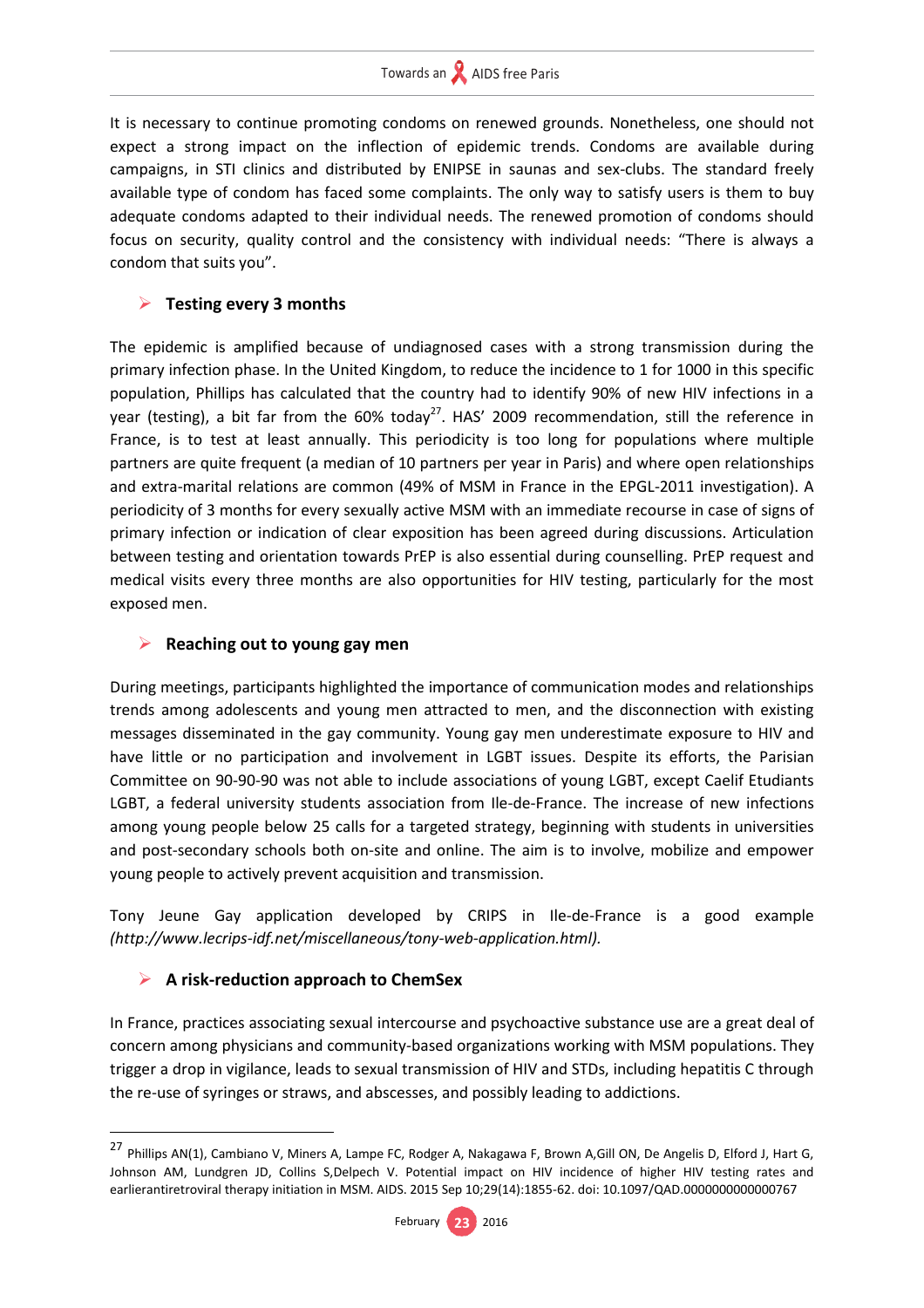It is necessary to continue promoting condoms on renewed grounds. Nonetheless, one should not expect a strong impact on the inflection of epidemic trends. Condoms are available during campaigns, in STI clinics and distributed by ENIPSE in saunas and sex-clubs. The standard freely available type of condom has faced some complaints. The only way to satisfy users is them to buy adequate condoms adapted to their individual needs. The renewed promotion of condoms should focus on security, quality control and the consistency with individual needs: "There is always a condom that suits you".

### Testing every 3 months

The epidemic is amplified because of undiagnosed cases with a strong transmission during the primary infection phase. In the United Kingdom, to reduce the incidence to 1 for 1000 in this specific population, Phillips has calculated that the country had to identify 90% of new HIV infections in a year (testing), a bit far from the 60% today[27]. HAS' 2009 recommendation, still the reference in France, is to test at least annually. This periodicity is too long for populations where multiple partners are quite frequent (a median of 10 partners per year in Paris) and where open relationships and extra-marital relations are common (49% of MSM in France in the EPGL-2011 investigation). A periodicity of 3 months for every sexually active MSM with an immediate recourse in case of signs of primary infection or indication of clear exposition has been agreed during discussions. Articulation between testing and orientation towards PrEP is also essential during counselling. PrEP request and medical visits every three months are also opportunities for HIV testing, particularly for the most exposed men.

### Reaching out to young gay men

During meetings, participants highlighted the importance of communication modes and relationships trends among adolescents and young men attracted to men, and the disconnection with existing messages disseminated in the gay community. Young gay men underestimate exposure to HIV and have little or no participation and involvement in LGBT issues. Despite its efforts, the Parisian Committee on 90-90-90 was not able to include associations of young LGBT, except Caelif Etudiants LGBT, a federal university students association from Ile-de-France. The increase of new infections among young people below 25 calls for a targeted strategy, beginning with students in universities and post-secondary schools both on-site and online. The aim is to involve, mobilize and empower young people to actively prevent acquisition and transmission.

Tony Jeune Gay application developed by CRIPS in Ile-de-France is a good example *(http://www.lecrips-idf.net/miscellaneous/tony-web-application.html).*

### A risk-reduction approach to ChemSex

In France, practices associating sexual intercourse and psychoactive substance use are a great deal of concern among physicians and community-based organizations working with MSM populations. They trigger a drop in vigilance, leads to sexual transmission of HIV and STDs, including hepatitis C through the re-use of syringes or straws, and abscesses, and possibly leading to addictions.

---

[27] Phillips AN(1), Cambiano V, Miners A, Lampe FC, Rodger A, Nakagawa F, Brown A,Gill ON, De Angelis D, Elford J, Hart G, Johnson AM, Lundgren JD, Collins S,Delpech V. Potential impact on HIV incidence of higher HIV testing rates and earlierantiretroviral therapy initiation in MSM. AIDS. 2015 Sep 10;29(14):1855-62. doi: 10.1097/QAD.0000000000000767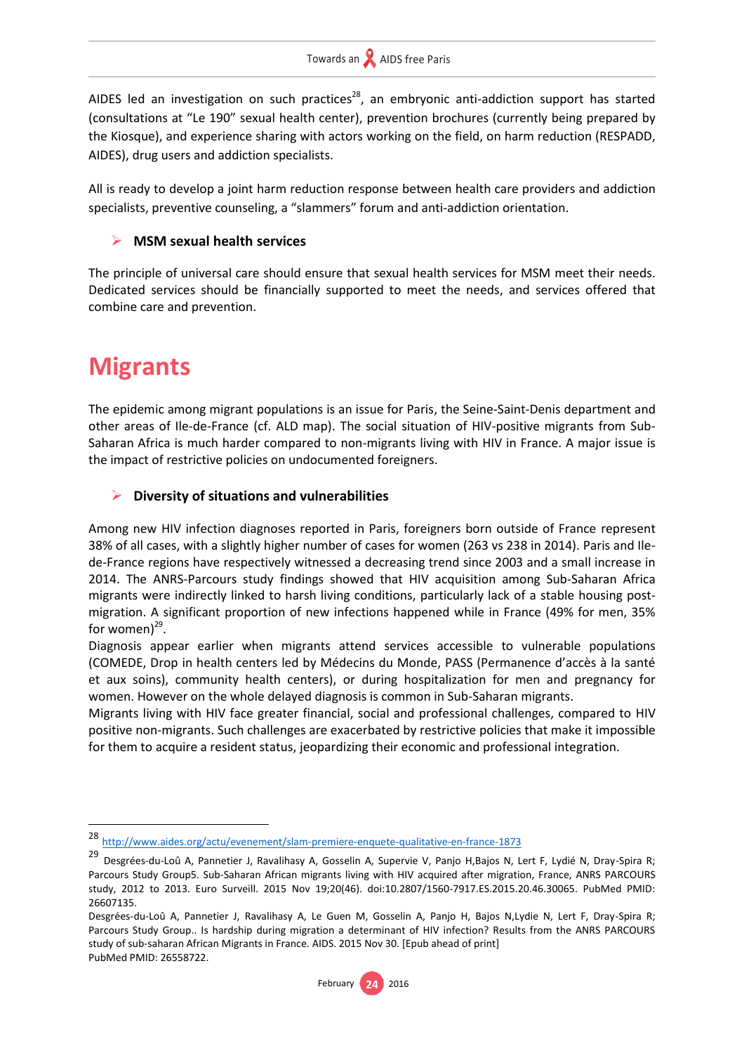AIDES led an investigation on such practices[28], an embryonic anti-addiction support has started (consultations at "Le 190" sexual health center), prevention brochures (currently being prepared by the Kiosque), and experience sharing with actors working on the field, on harm reduction (RESPADD, AIDES), drug users and addiction specialists.

All is ready to develop a joint harm reduction response between health care providers and addiction specialists, preventive counseling, a "slammers" forum and anti-addiction orientation.

### MSM sexual health services

The principle of universal care should ensure that sexual health services for MSM meet their needs. Dedicated services should be financially supported to meet the needs, and services offered that combine care and prevention.

# Migrants

The epidemic among migrant populations is an issue for Paris, the Seine-Saint-Denis department and other areas of Ile-de-France (cf. ALD map). The social situation of HIV-positive migrants from Sub-Saharan Africa is much harder compared to non-migrants living with HIV in France. A major issue is the impact of restrictive policies on undocumented foreigners.

### Diversity of situations and vulnerabilities

Among new HIV infection diagnoses reported in Paris, foreigners born outside of France represent 38% of all cases, with a slightly higher number of cases for women (263 vs 238 in 2014). Paris and Ile-de-France regions have respectively witnessed a decreasing trend since 2003 and a small increase in 2014. The ANRS-Parcours study findings showed that HIV acquisition among Sub-Saharan Africa migrants were indirectly linked to harsh living conditions, particularly lack of a stable housing post-migration. A significant proportion of new infections happened while in France (49% for men, 35% for women)[29].

Diagnosis appear earlier when migrants attend services accessible to vulnerable populations (COMEDE, Drop in health centers led by Médecins du Monde, PASS (Permanence d'accès à la santé et aux soins), community health centers), or during hospitalization for men and pregnancy for women. However on the whole delayed diagnosis is common in Sub-Saharan migrants.

Migrants living with HIV face greater financial, social and professional challenges, compared to HIV positive non-migrants. Such challenges are exacerbated by restrictive policies that make it impossible for them to acquire a resident status, jeopardizing their economic and professional integration.

---

[28] http://www.aides.org/actu/evenement/slam-premiere-enquete-qualitative-en-france-1873

[29] Desgrées-du-Loû A, Pannetier J, Ravalihasy A, Gosselin A, Supervie V, Panjo H,Bajos N, Lert F, Lydié N, Dray-Spira R; Parcours Study Group5. Sub-Saharan African migrants living with HIV acquired after migration, France, ANRS PARCOURS study, 2012 to 2013. Euro Surveill. 2015 Nov 19;20(46). doi:10.2807/1560-7917.ES.2015.20.46.30065. PubMed PMID: 26607135.

Desgrées-du-Loû A, Pannetier J, Ravalihasy A, Le Guen M, Gosselin A, Panjo H, Bajos N,Lydie N, Lert F, Dray-Spira R; Parcours Study Group.. Is hardship during migration a determinant of HIV infection? Results from the ANRS PARCOURS study of sub-saharan African Migrants in France. AIDS. 2015 Nov 30. [Epub ahead of print] PubMed PMID: 26558722.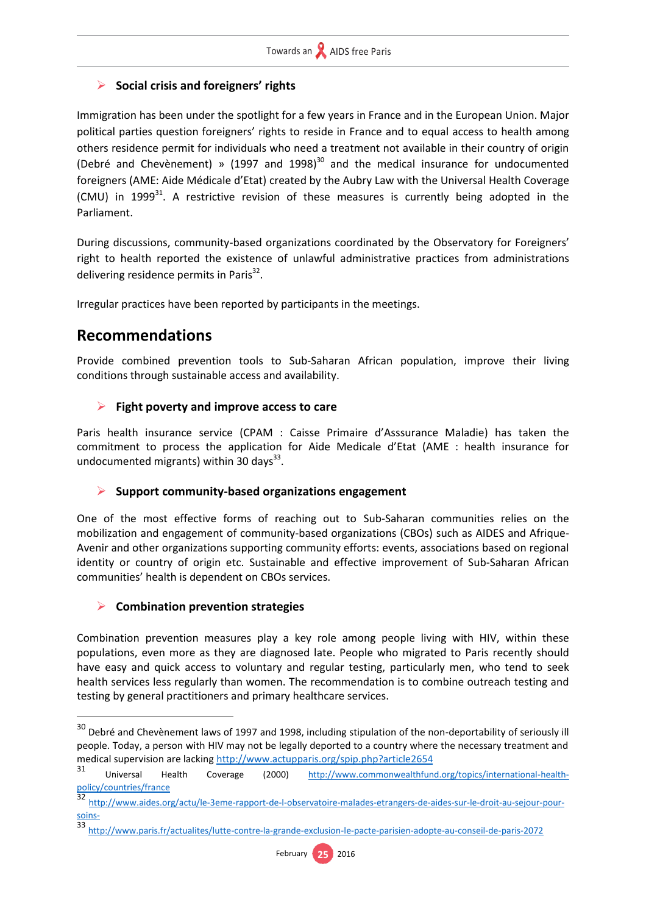- **Social crisis and foreigners' rights**

Immigration has been under the spotlight for a few years in France and in the European Union. Major political parties question foreigners' rights to reside in France and to equal access to health among others residence permit for individuals who need a treatment not available in their country of origin (Debré and Chevènement) » (1997 and 1998)[30] and the medical insurance for undocumented foreigners (AME: Aide Médicale d'Etat) created by the Aubry Law with the Universal Health Coverage (CMU) in 1999[31]. A restrictive revision of these measures is currently being adopted in the Parliament.

During discussions, community-based organizations coordinated by the Observatory for Foreigners' right to health reported the existence of unlawful administrative practices from administrations delivering residence permits in Paris[32].

Irregular practices have been reported by participants in the meetings.

## Recommendations

Provide combined prevention tools to Sub-Saharan African population, improve their living conditions through sustainable access and availability.

- **Fight poverty and improve access to care**

Paris health insurance service (CPAM : Caisse Primaire d'Asssurance Maladie) has taken the commitment to process the application for Aide Medicale d'Etat (AME : health insurance for undocumented migrants) within 30 days[33].

- **Support community-based organizations engagement**

One of the most effective forms of reaching out to Sub-Saharan communities relies on the mobilization and engagement of community-based organizations (CBOs) such as AIDES and Afrique-Avenir and other organizations supporting community efforts: events, associations based on regional identity or country of origin etc. Sustainable and effective improvement of Sub-Saharan African communities' health is dependent on CBOs services.

- **Combination prevention strategies**

Combination prevention measures play a key role among people living with HIV, within these populations, even more as they are diagnosed late. People who migrated to Paris recently should have easy and quick access to voluntary and regular testing, particularly men, who tend to seek health services less regularly than women. The recommendation is to combine outreach testing and testing by general practitioners and primary healthcare services.

---

[30] Debré and Chevènement laws of 1997 and 1998, including stipulation of the non-deportability of seriously ill people. Today, a person with HIV may not be legally deported to a country where the necessary treatment and medical supervision are lacking http://www.actupparis.org/spip.php?article2654

[31] Universal Health Coverage (2000) http://www.commonwealthfund.org/topics/international-health-policy/countries/france

[32] http://www.aides.org/actu/le-3eme-rapport-de-l-observatoire-malades-etrangers-de-aides-sur-le-droit-au-sejour-pour-soins-

[33] http://www.paris.fr/actualites/lutte-contre-la-grande-exclusion-le-pacte-parisien-adopte-au-conseil-de-paris-2072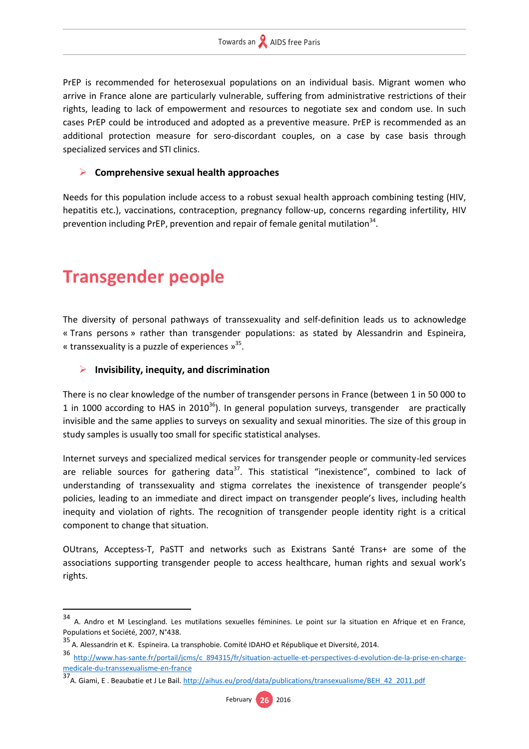PrEP is recommended for heterosexual populations on an individual basis. Migrant women who arrive in France alone are particularly vulnerable, suffering from administrative restrictions of their rights, leading to lack of empowerment and resources to negotiate sex and condom use. In such cases PrEP could be introduced and adopted as a preventive measure. PrEP is recommended as an additional protection measure for sero-discordant couples, on a case by case basis through specialized services and STI clinics.

- **Comprehensive sexual health approaches**

Needs for this population include access to a robust sexual health approach combining testing (HIV, hepatitis etc.), vaccinations, contraception, pregnancy follow-up, concerns regarding infertility, HIV prevention including PrEP, prevention and repair of female genital mutilation[34].

# Transgender people

The diversity of personal pathways of transsexuality and self-definition leads us to acknowledge « Trans persons » rather than transgender populations: as stated by Alessandrin and Espineira, « transsexuality is a puzzle of experiences »[35].

- **Invisibility, inequity, and discrimination**

There is no clear knowledge of the number of transgender persons in France (between 1 in 50 000 to 1 in 1000 according to HAS in 2010[36]). In general population surveys, transgender are practically invisible and the same applies to surveys on sexuality and sexual minorities. The size of this group in study samples is usually too small for specific statistical analyses.

Internet surveys and specialized medical services for transgender people or community-led services are reliable sources for gathering data[37]. This statistical "inexistence", combined to lack of understanding of transsexuality and stigma correlates the inexistence of transgender people's policies, leading to an immediate and direct impact on transgender people's lives, including health inequity and violation of rights. The recognition of transgender people identity right is a critical component to change that situation.

OUtrans, Acceptess-T, PaSTT and networks such as Existrans Santé Trans+ are some of the associations supporting transgender people to access healthcare, human rights and sexual work's rights.

---

[34] A. Andro et M Lescingland. Les mutilations sexuelles féminines. Le point sur la situation en Afrique et en France, Populations et Société, 2007, N°438.

[35] A. Alessandrin et K. Espineira. La transphobie. Comité IDAHO et République et Diversité, 2014.

[36] http://www.has-sante.fr/portail/jcms/c_894315/fr/situation-actuelle-et-perspectives-d-evolution-de-la-prise-en-charge-medicale-du-transsexualisme-en-france

[37] A. Giami, E . Beaubatie et J Le Bail. http://aihus.eu/prod/data/publications/transexualisme/BEH_42_2011.pdf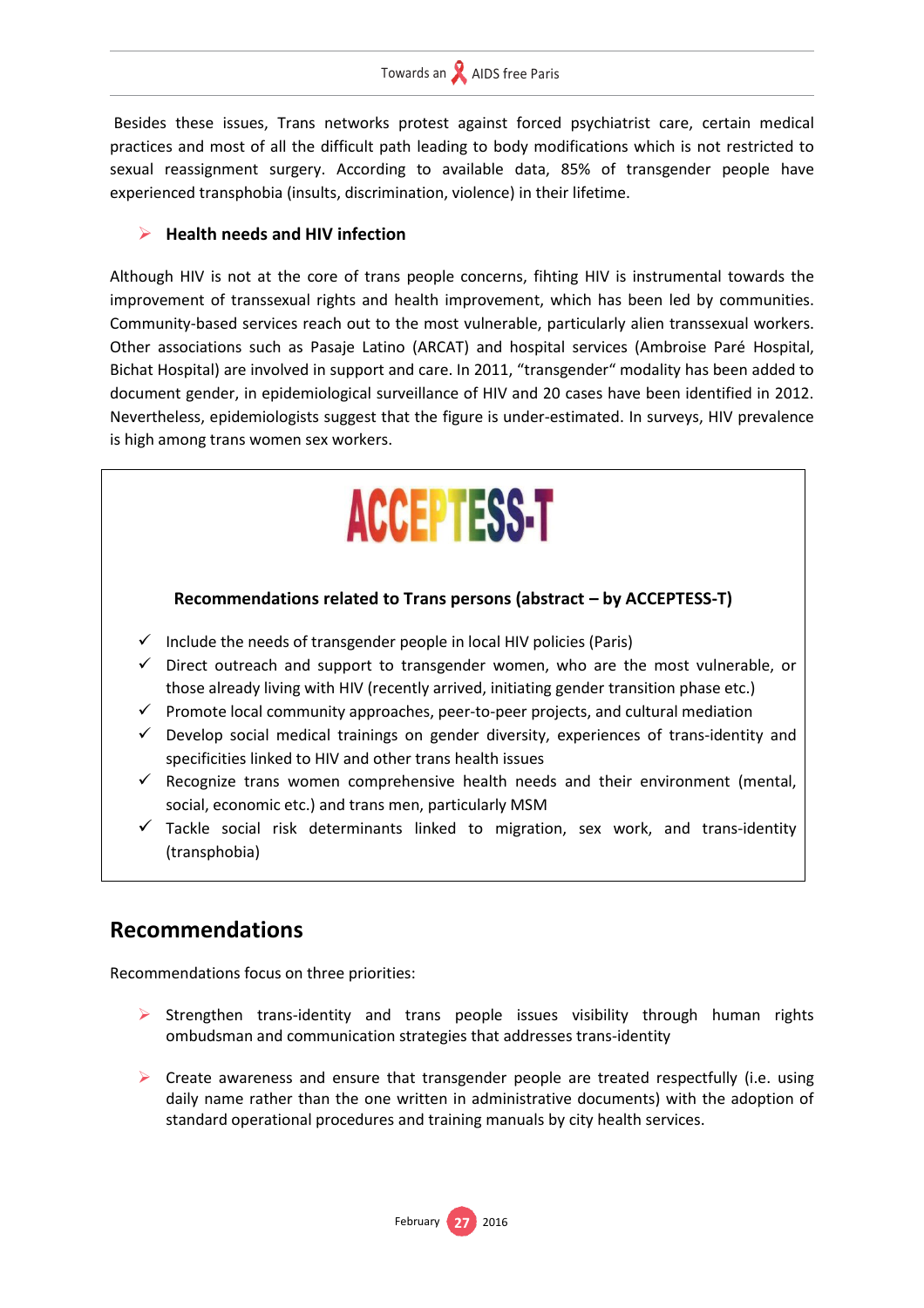Besides these issues, Trans networks protest against forced psychiatrist care, certain medical practices and most of all the difficult path leading to body modifications which is not restricted to sexual reassignment surgery. According to available data, 85% of transgender people have experienced transphobia (insults, discrimination, violence) in their lifetime.

- **Health needs and HIV infection**

Although HIV is not at the core of trans people concerns, fihting HIV is instrumental towards the improvement of transsexual rights and health improvement, which has been led by communities. Community-based services reach out to the most vulnerable, particularly alien transsexual workers. Other associations such as Pasaje Latino (ARCAT) and hospital services (Ambroise Paré Hospital, Bichat Hospital) are involved in support and care. In 2011, "transgender" modality has been added to document gender, in epidemiological surveillance of HIV and 20 cases have been identified in 2012. Nevertheless, epidemiologists suggest that the figure is under-estimated. In surveys, HIV prevalence is high among trans women sex workers.

ACCEPTESS-T

**Recommendations related to Trans persons (abstract – by ACCEPTESS-T)**

- ✓ Include the needs of transgender people in local HIV policies (Paris)
- ✓ Direct outreach and support to transgender women, who are the most vulnerable, or those already living with HIV (recently arrived, initiating gender transition phase etc.)
- ✓ Promote local community approaches, peer-to-peer projects, and cultural mediation
- ✓ Develop social medical trainings on gender diversity, experiences of trans-identity and specificities linked to HIV and other trans health issues
- ✓ Recognize trans women comprehensive health needs and their environment (mental, social, economic etc.) and trans men, particularly MSM
- ✓ Tackle social risk determinants linked to migration, sex work, and trans-identity (transphobia)

## Recommendations

Recommendations focus on three priorities:

- Strengthen trans-identity and trans people issues visibility through human rights ombudsman and communication strategies that addresses trans-identity

- Create awareness and ensure that transgender people are treated respectfully (i.e. using daily name rather than the one written in administrative documents) with the adoption of standard operational procedures and training manuals by city health services.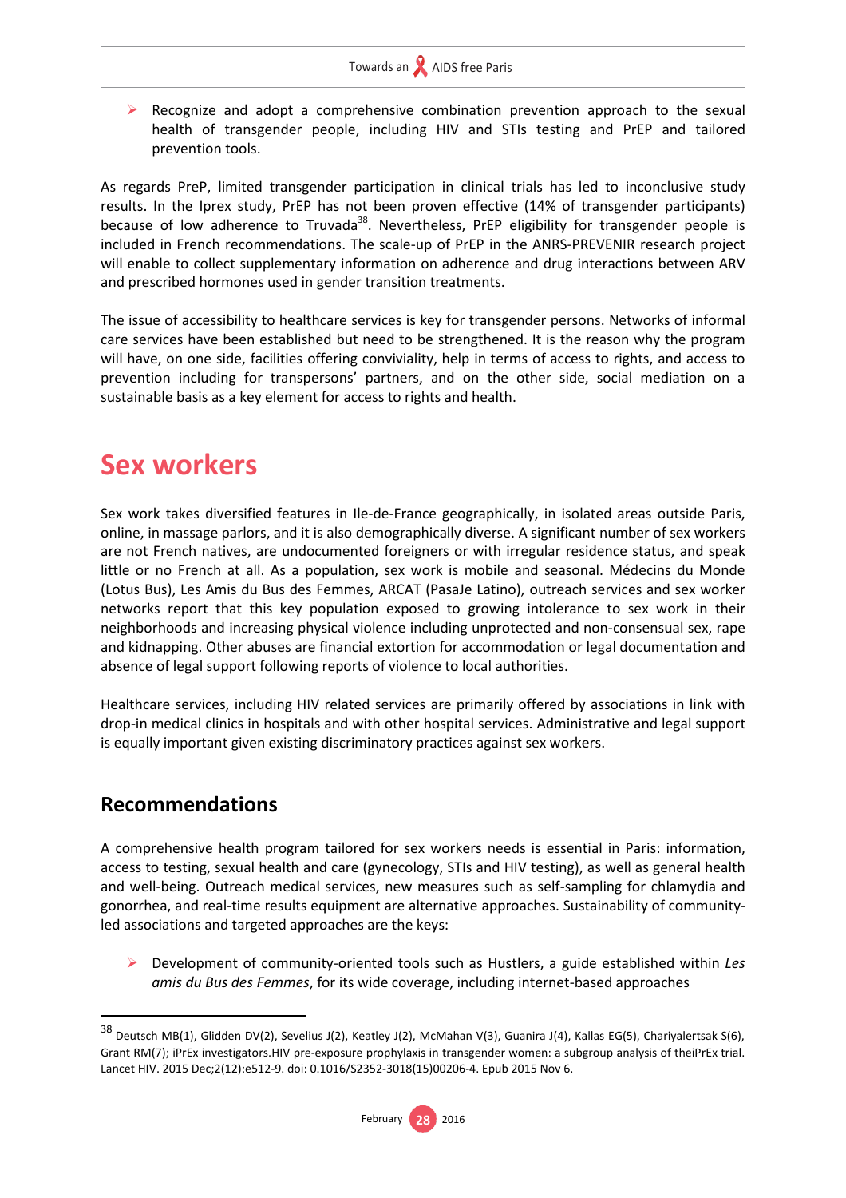- Recognize and adopt a comprehensive combination prevention approach to the sexual health of transgender people, including HIV and STIs testing and PrEP and tailored prevention tools.

As regards PreP, limited transgender participation in clinical trials has led to inconclusive study results. In the Iprex study, PrEP has not been proven effective (14% of transgender participants) because of low adherence to Truvada[38]. Nevertheless, PrEP eligibility for transgender people is included in French recommendations. The scale-up of PrEP in the ANRS-PREVENIR research project will enable to collect supplementary information on adherence and drug interactions between ARV and prescribed hormones used in gender transition treatments.

The issue of accessibility to healthcare services is key for transgender persons. Networks of informal care services have been established but need to be strengthened. It is the reason why the program will have, on one side, facilities offering conviviality, help in terms of access to rights, and access to prevention including for transpersons' partners, and on the other side, social mediation on a sustainable basis as a key element for access to rights and health.

# Sex workers

Sex work takes diversified features in Ile-de-France geographically, in isolated areas outside Paris, online, in massage parlors, and it is also demographically diverse. A significant number of sex workers are not French natives, are undocumented foreigners or with irregular residence status, and speak little or no French at all. As a population, sex work is mobile and seasonal. Médecins du Monde (Lotus Bus), Les Amis du Bus des Femmes, ARCAT (PasaJe Latino), outreach services and sex worker networks report that this key population exposed to growing intolerance to sex work in their neighborhoods and increasing physical violence including unprotected and non-consensual sex, rape and kidnapping. Other abuses are financial extortion for accommodation or legal documentation and absence of legal support following reports of violence to local authorities.

Healthcare services, including HIV related services are primarily offered by associations in link with drop-in medical clinics in hospitals and with other hospital services. Administrative and legal support is equally important given existing discriminatory practices against sex workers.

## Recommendations

A comprehensive health program tailored for sex workers needs is essential in Paris: information, access to testing, sexual health and care (gynecology, STIs and HIV testing), as well as general health and well-being. Outreach medical services, new measures such as self-sampling for chlamydia and gonorrhea, and real-time results equipment are alternative approaches. Sustainability of community-led associations and targeted approaches are the keys:

- Development of community-oriented tools such as Hustlers, a guide established within *Les amis du Bus des Femmes*, for its wide coverage, including internet-based approaches

---

[38] Deutsch MB(1), Glidden DV(2), Sevelius J(2), Keatley J(2), McMahan V(3), Guanira J(4), Kallas EG(5), Chariyalertsak S(6), Grant RM(7); iPrEx investigators.HIV pre-exposure prophylaxis in transgender women: a subgroup analysis of theiPrEx trial. Lancet HIV. 2015 Dec;2(12):e512-9. doi: 0.1016/S2352-3018(15)00206-4. Epub 2015 Nov 6.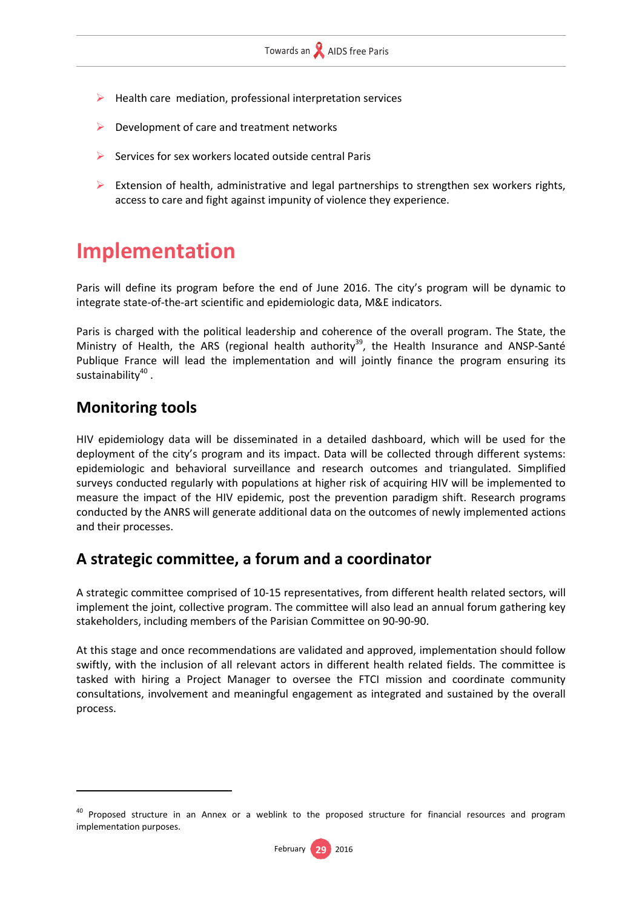- Health care mediation, professional interpretation services
- Development of care and treatment networks
- Services for sex workers located outside central Paris
- Extension of health, administrative and legal partnerships to strengthen sex workers rights, access to care and fight against impunity of violence they experience.

# Implementation

Paris will define its program before the end of June 2016. The city's program will be dynamic to integrate state-of-the-art scientific and epidemiologic data, M&E indicators.

Paris is charged with the political leadership and coherence of the overall program. The State, the Ministry of Health, the ARS (regional health authority[39], the Health Insurance and ANSP-Santé Publique France will lead the implementation and will jointly finance the program ensuring its sustainability[40] .

## Monitoring tools

HIV epidemiology data will be disseminated in a detailed dashboard, which will be used for the deployment of the city's program and its impact. Data will be collected through different systems: epidemiologic and behavioral surveillance and research outcomes and triangulated. Simplified surveys conducted regularly with populations at higher risk of acquiring HIV will be implemented to measure the impact of the HIV epidemic, post the prevention paradigm shift. Research programs conducted by the ANRS will generate additional data on the outcomes of newly implemented actions and their processes.

## A strategic committee, a forum and a coordinator

A strategic committee comprised of 10-15 representatives, from different health related sectors, will implement the joint, collective program. The committee will also lead an annual forum gathering key stakeholders, including members of the Parisian Committee on 90-90-90.

At this stage and once recommendations are validated and approved, implementation should follow swiftly, with the inclusion of all relevant actors in different health related fields. The committee is tasked with hiring a Project Manager to oversee the FTCI mission and coordinate community consultations, involvement and meaningful engagement as integrated and sustained by the overall process.

---

[40] Proposed structure in an Annex or a weblink to the proposed structure for financial resources and program implementation purposes.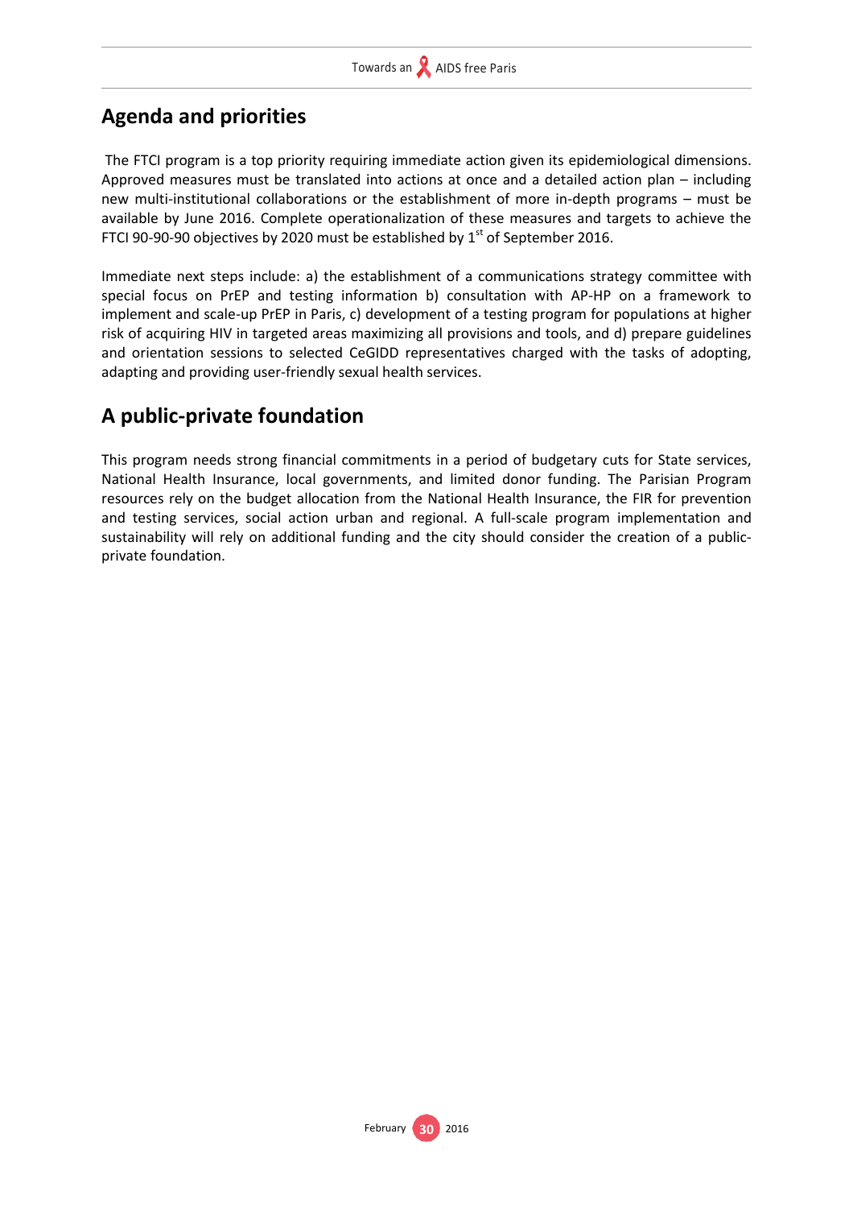## Agenda and priorities

The FTCI program is a top priority requiring immediate action given its epidemiological dimensions. Approved measures must be translated into actions at once and a detailed action plan – including new multi-institutional collaborations or the establishment of more in-depth programs – must be available by June 2016. Complete operationalization of these measures and targets to achieve the FTCI 90-90-90 objectives by 2020 must be established by 1st of September 2016.

Immediate next steps include: a) the establishment of a communications strategy committee with special focus on PrEP and testing information b) consultation with AP-HP on a framework to implement and scale-up PrEP in Paris, c) development of a testing program for populations at higher risk of acquiring HIV in targeted areas maximizing all provisions and tools, and d) prepare guidelines and orientation sessions to selected CeGIDD representatives charged with the tasks of adopting, adapting and providing user-friendly sexual health services.

## A public-private foundation

This program needs strong financial commitments in a period of budgetary cuts for State services, National Health Insurance, local governments, and limited donor funding. The Parisian Program resources rely on the budget allocation from the National Health Insurance, the FIR for prevention and testing services, social action urban and regional. A full-scale program implementation and sustainability will rely on additional funding and the city should consider the creation of a public-private foundation.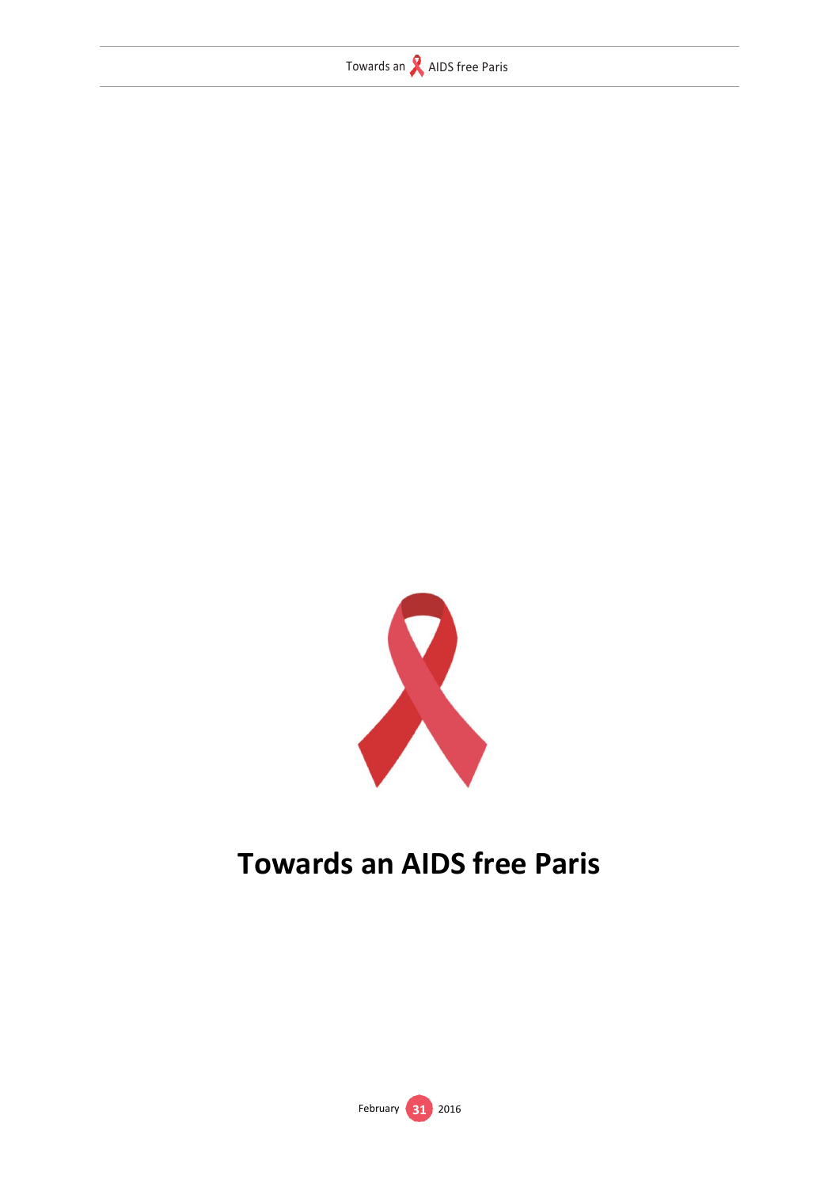# Towards an AIDS free Paris